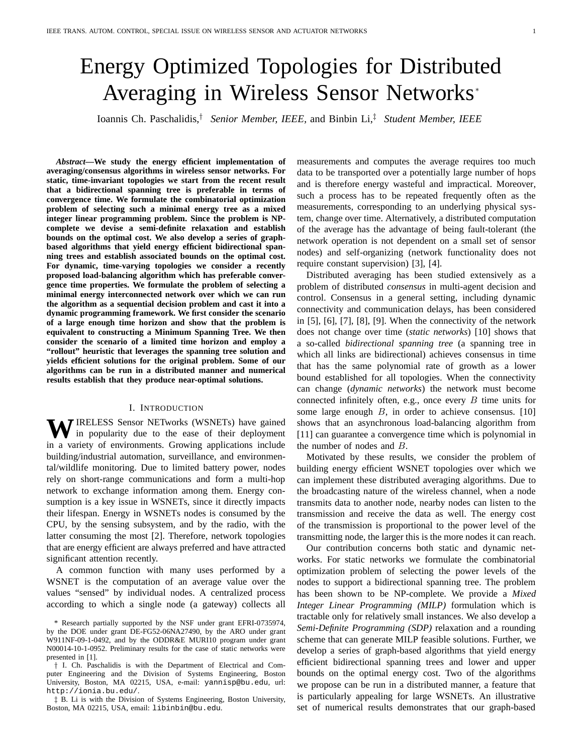# Energy Optimized Topologies for Distributed Averaging in Wireless Sensor Networks*

Ioannis Ch. Paschalidis,† *Senior Member, IEEE,* and Binbin Li,‡ *Student Member, IEEE*

***Abstract*—We study the energy efficient implementation of averaging/consensus algorithms in wireless sensor networks. For static, time-invariant topologies we start from the recent result that a bidirectional spanning tree is preferable in terms of convergence time. We formulate the combinatorial optimization problem of selecting such a minimal energy tree as a mixed integer linear programming problem. Since the problem is NP-complete we devise a semi-definite relaxation and establish bounds on the optimal cost. We also develop a series of graph-based algorithms that yield energy efficient bidirectional spanning trees and establish associated bounds on the optimal cost. For dynamic, time-varying topologies we consider a recently proposed load-balancing algorithm which has preferable convergence time properties. We formulate the problem of selecting a minimal energy interconnected network over which we can run the algorithm as a sequential decision problem and cast it into a dynamic programming framework. We first consider the scenario of a large enough time horizon and show that the problem is equivalent to constructing a Minimum Spanning Tree. We then consider the scenario of a limited time horizon and employ a "rollout" heuristic that leverages the spanning tree solution and yields efficient solutions for the original problem. Some of our algorithms can be run in a distributed manner and numerical results establish that they produce near-optimal solutions.**

## I. Introduction

WIRELESS Sensor NETworks (WSNETs) have gained in popularity due to the ease of their deployment in a variety of environments. Growing applications include building/industrial automation, surveillance, and environmental/wildlife monitoring. Due to limited battery power, nodes rely on short-range communications and form a multi-hop network to exchange information among them. Energy consumption is a key issue in WSNETs, since it directly impacts their lifespan. Energy in WSNETs nodes is consumed by the CPU, by the sensing subsystem, and by the radio, with the latter consuming the most [2]. Therefore, network topologies that are energy efficient are always preferred and have attracted significant attention recently.

A common function with many uses performed by a WSNET is the computation of an average value over the values "sensed" by individual nodes. A centralized process according to which a single node (a gateway) collects all measurements and computes the average requires too much data to be transported over a potentially large number of hops and is therefore energy wasteful and impractical. Moreover, such a process has to be repeated frequently often as the measurements, corresponding to an underlying physical system, change over time. Alternatively, a distributed computation of the average has the advantage of being fault-tolerant (the network operation is not dependent on a small set of sensor nodes) and self-organizing (network functionality does not require constant supervision) [3], [4].

Distributed averaging has been studied extensively as a problem of distributed *consensus* in multi-agent decision and control. Consensus in a general setting, including dynamic connectivity and communication delays, has been considered in [5], [6], [7], [8], [9]. When the connectivity of the network does not change over time (*static networks*) [10] shows that a so-called *bidirectional spanning tree* (a spanning tree in which all links are bidirectional) achieves consensus in time that has the same polynomial rate of growth as a lower bound established for all topologies. When the connectivity can change (*dynamic networks*) the network must become connected infinitely often, e.g., once every $B$ time units for some large enough $B$, in order to achieve consensus. [10] shows that an asynchronous load-balancing algorithm from [11] can guarantee a convergence time which is polynomial in the number of nodes and $B$.

Motivated by these results, we consider the problem of building energy efficient WSNET topologies over which we can implement these distributed averaging algorithms. Due to the broadcasting nature of the wireless channel, when a node transmits data to another node, nearby nodes can listen to the transmission and receive the data as well. The energy cost of the transmission is proportional to the power level of the transmitting node, the larger this is the more nodes it can reach.

Our contribution concerns both static and dynamic networks. For static networks we formulate the combinatorial optimization problem of selecting the power levels of the nodes to support a bidirectional spanning tree. The problem has been shown to be NP-complete. We provide a *Mixed Integer Linear Programming (MILP)* formulation which is tractable only for relatively small instances. We also develop a *Semi-Definite Programming (SDP)* relaxation and a rounding scheme that can generate MILP feasible solutions. Further, we develop a series of graph-based algorithms that yield energy efficient bidirectional spanning trees and lower and upper bounds on the optimal energy cost. Two of the algorithms we propose can be run in a distributed manner, a feature that is particularly appealing for large WSNETs. An illustrative set of numerical results demonstrates that our graph-based

---

* Research partially supported by the NSF under grant EFRI-0735974, by the DOE under grant DE-FG52-06NA27490, by the ARO under grant W911NF-09-1-0492, and by the ODDR&E MURI10 program under grant N00014-10-1-0952. Preliminary results for the case of static networks were presented in [1].

† I. Ch. Paschalidis is with the Department of Electrical and Computer Engineering and the Division of Systems Engineering, Boston University, Boston, MA 02215, USA, e-mail: yannisp@bu.edu, url: http://ionia.bu.edu/.

‡ B. Li is with the Division of Systems Engineering, Boston University, Boston, MA 02215, USA, email: libinbin@bu.edu.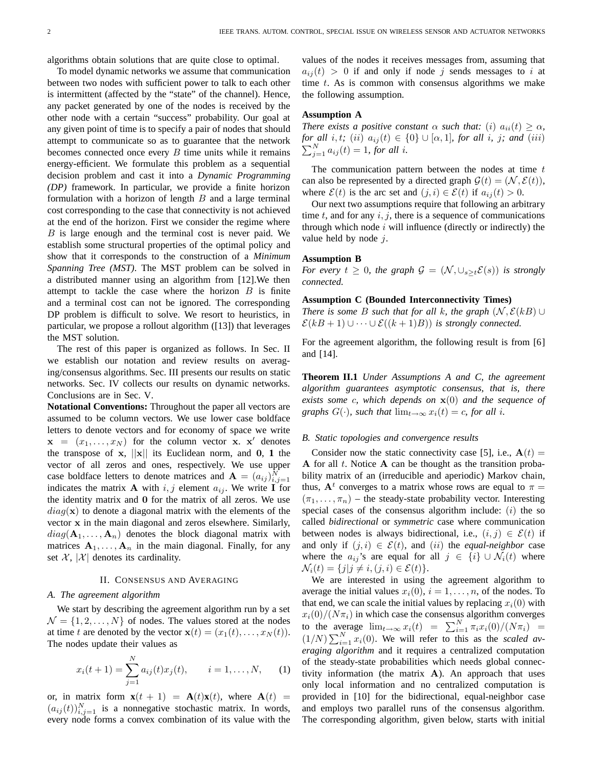algorithms obtain solutions that are quite close to optimal.

To model dynamic networks we assume that communication between two nodes with sufficient power to talk to each other is intermittent (affected by the "state" of the channel). Hence, any packet generated by one of the nodes is received by the other node with a certain "success" probability. Our goal at any given point of time is to specify a pair of nodes that should attempt to communicate so as to guarantee that the network becomes connected once every $B$ time units while it remains energy-efficient. We formulate this problem as a sequential decision problem and cast it into a *Dynamic Programming (DP)* framework. In particular, we provide a finite horizon formulation with a horizon of length $B$ and a large terminal cost corresponding to the case that connectivity is not achieved at the end of the horizon. First we consider the regime where $B$ is large enough and the terminal cost is never paid. We establish some structural properties of the optimal policy and show that it corresponds to the construction of a *Minimum Spanning Tree (MST)*. The MST problem can be solved in a distributed manner using an algorithm from [12].We then attempt to tackle the case where the horizon $B$ is finite and a terminal cost can not be ignored. The corresponding DP problem is difficult to solve. We resort to heuristics, in particular, we propose a rollout algorithm ([13]) that leverages the MST solution.

The rest of this paper is organized as follows. In Sec. II we establish our notation and review results on averaging/consensus algorithms. Sec. III presents our results on static networks. Sec. IV collects our results on dynamic networks. Conclusions are in Sec. V.

**Notational Conventions:** Throughout the paper all vectors are assumed to be column vectors. We use lower case boldface letters to denote vectors and for economy of space we write $\mathbf{x} = (x_1, \ldots, x_N)$ for the column vector $\mathbf{x}$. $\mathbf{x}'$ denotes the transpose of $\mathbf{x}$, $||\mathbf{x}||$ its Euclidean norm, and $\mathbf{0}$, $\mathbf{1}$ the vector of all zeros and ones, respectively. We use upper case boldface letters to denote matrices and $\mathbf{A} = (a_{ij})_{i,j=1}^{N}$ indicates the matrix $\mathbf{A}$ with $i, j$ element $a_{ij}$. We write $\mathbf{I}$ for the identity matrix and $\mathbf{0}$ for the matrix of all zeros. We use $diag(\mathbf{x})$ to denote a diagonal matrix with the elements of the vector $\mathbf{x}$ in the main diagonal and zeros elsewhere. Similarly, $diag(\mathbf{A}_1, \ldots, \mathbf{A}_n)$ denotes the block diagonal matrix with matrices $\mathbf{A}_1, \ldots, \mathbf{A}_n$ in the main diagonal. Finally, for any set $\mathcal{X}$, $|\mathcal{X}|$ denotes its cardinality.

## II. Consensus and Averaging

### A. The agreement algorithm

We start by describing the agreement algorithm run by a set $\mathcal{N} = \{1, 2, \ldots, N\}$ of nodes. The values stored at the nodes at time $t$ are denoted by the vector $\mathbf{x}(t) = (x_1(t), \ldots, x_N(t))$. The nodes update their values as

$$x_i(t+1) = \sum_{j=1}^{N} a_{ij}(t) x_j(t), \qquad i = 1, \ldots, N, \qquad (1)$$

or, in matrix form $\mathbf{x}(t+1) = \mathbf{A}(t)\mathbf{x}(t)$, where $\mathbf{A}(t) = (a_{ij}(t))_{i,j=1}^{N}$ is a nonnegative stochastic matrix. In words, every node forms a convex combination of its value with the values of the nodes it receives messages from, assuming that $a_{ij}(t) > 0$ if and only if node $j$ sends messages to $i$ at time $t$. As is common with consensus algorithms we make the following assumption.

**Assumption A**

*There exists a positive constant $\alpha$ such that: $(i)$ $a_{ii}(t) \geq \alpha$, for all $i, t$; $(ii)$ $a_{ij}(t) \in \{0\} \cup [\alpha, 1]$, for all $i$, $j$; and $(iii)$ $\sum_{j=1}^{N} a_{ij}(t) = 1$, for all $i$.*

The communication pattern between the nodes at time $t$ can also be represented by a directed graph $\mathcal{G}(t) = (\mathcal{N}, \mathcal{E}(t))$, where $\mathcal{E}(t)$ is the arc set and $(j, i) \in \mathcal{E}(t)$ if $a_{ij}(t) > 0$.

Our next two assumptions require that following an arbitrary time $t$, and for any $i, j$, there is a sequence of communications through which node $i$ will influence (directly or indirectly) the value held by node $j$.

**Assumption B**

*For every $t \geq 0$, the graph $\mathcal{G} = (\mathcal{N}, \cup_{s \geq t} \mathcal{E}(s))$ is strongly connected.*

**Assumption C (Bounded Interconnectivity Times)**

*There is some $B$ such that for all $k$, the graph $(\mathcal{N}, \mathcal{E}(kB) \cup \mathcal{E}(kB+1) \cup \cdots \cup \mathcal{E}((k+1)B))$ is strongly connected.*

For the agreement algorithm, the following result is from [6] and [14].

**Theorem II.1** *Under Assumptions A and C, the agreement algorithm guarantees asymptotic consensus, that is, there exists some $c$, which depends on $\mathbf{x}(0)$ and the sequence of graphs $G(\cdot)$, such that $\lim_{t \to \infty} x_i(t) = c$, for all $i$.*

### B. Static topologies and convergence results

Consider now the static connectivity case [5], i.e., $\mathbf{A}(t) = \mathbf{A}$ for all $t$. Notice $\mathbf{A}$ can be thought as the transition probability matrix of an (irreducible and aperiodic) Markov chain, thus, $\mathbf{A}^t$ converges to a matrix whose rows are equal to $\pi = (\pi_1, \ldots, \pi_n)$ – the steady-state probability vector. Interesting special cases of the consensus algorithm include: $(i)$ the so called *bidirectional* or *symmetric* case where communication between nodes is always bidirectional, i.e., $(i, j) \in \mathcal{E}(t)$ if and only if $(j, i) \in \mathcal{E}(t)$, and $(ii)$ the *equal-neighbor* case where the $a_{ij}$'s are equal for all $j \in \{i\} \cup \mathcal{N}_i(t)$ where $\mathcal{N}_i(t) = \{j | j \neq i, (j, i) \in \mathcal{E}(t)\}$.

We are interested in using the agreement algorithm to average the initial values $x_i(0)$, $i = 1, \ldots, n$, of the nodes. To that end, we can scale the initial values by replacing $x_i(0)$ with $x_i(0)/(N\pi_i)$ in which case the consensus algorithm converges to the average $\lim_{t \to \infty} x_i(t) = \sum_{i=1}^{N} \pi_i x_i(0)/(N\pi_i) = (1/N) \sum_{i=1}^{N} x_i(0)$. We will refer to this as the *scaled averaging algorithm* and it requires a centralized computation of the steady-state probabilities which needs global connectivity information (the matrix $\mathbf{A}$). An approach that uses only local information and no centralized computation is provided in [10] for the bidirectional, equal-neighbor case and employs two parallel runs of the consensus algorithm. The corresponding algorithm, given below, starts with initial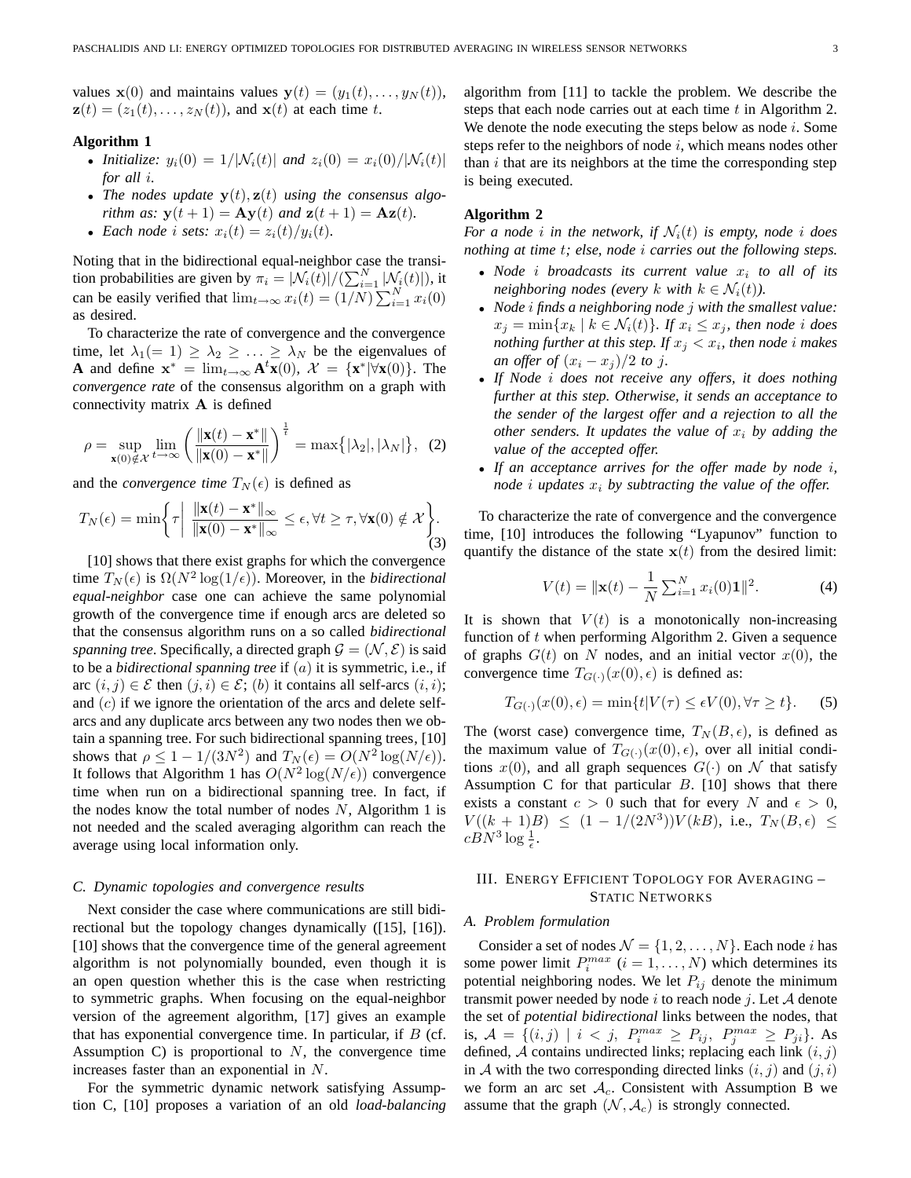values $\mathbf{x}(0)$ and maintains values $\mathbf{y}(t) = (y_1(t), \ldots, y_N(t))$, $\mathbf{z}(t) = (z_1(t), \ldots, z_N(t))$, and $\mathbf{x}(t)$ at each time $t$.

**Algorithm 1**

- *Initialize:* $y_i(0) = 1/|\mathcal{N}_i(t)|$ *and* $z_i(0) = x_i(0)/|\mathcal{N}_i(t)|$ *for all* $i$.
- *The nodes update* $\mathbf{y}(t), \mathbf{z}(t)$ *using the consensus algorithm as:* $\mathbf{y}(t+1) = \mathbf{A}\mathbf{y}(t)$ *and* $\mathbf{z}(t+1) = \mathbf{A}\mathbf{z}(t)$.
- *Each node* $i$ *sets:* $x_i(t) = z_i(t)/y_i(t)$.

Noting that in the bidirectional equal-neighbor case the transition probabilities are given by $\pi_i = |\mathcal{N}_i(t)|/(\sum_{i=1}^N |\mathcal{N}_i(t)|)$, it can be easily verified that $\lim_{t\to\infty} x_i(t) = (1/N)\sum_{i=1}^N x_i(0)$ as desired.

To characterize the rate of convergence and the convergence time, let $\lambda_1(=1) \geq \lambda_2 \geq \ldots \geq \lambda_N$ be the eigenvalues of $\mathbf{A}$ and define $\mathbf{x}^* = \lim_{t\to\infty} \mathbf{A}^t\mathbf{x}(0)$, $\mathcal{X} = \{\mathbf{x}^* | \forall \mathbf{x}(0)\}$. The *convergence rate* of the consensus algorithm on a graph with connectivity matrix $\mathbf{A}$ is defined

$$\rho = \sup_{\mathbf{x}(0)\notin\mathcal{X}} \lim_{t\to\infty} \left( \frac{\|\mathbf{x}(t) - \mathbf{x}^*\|}{\|\mathbf{x}(0) - \mathbf{x}^*\|} \right)^{\frac{1}{t}} = \max\big\{|\lambda_2|, |\lambda_N|\big\}, \quad (2)$$

and the *convergence time* $T_N(\epsilon)$ is defined as

$$T_N(\epsilon) = \min\left\{ \tau \,\middle|\, \frac{\|\mathbf{x}(t) - \mathbf{x}^*\|_\infty}{\|\mathbf{x}(0) - \mathbf{x}^*\|_\infty} \leq \epsilon, \forall t \geq \tau, \forall \mathbf{x}(0) \notin \mathcal{X} \right\}. \quad (3)$$

[10] shows that there exist graphs for which the convergence time $T_N(\epsilon)$ is $\Omega(N^2 \log(1/\epsilon))$. Moreover, in the *bidirectional equal-neighbor* case one can achieve the same polynomial growth of the convergence time if enough arcs are deleted so that the consensus algorithm runs on a so called *bidirectional spanning tree*. Specifically, a directed graph $\mathcal{G} = (\mathcal{N}, \mathcal{E})$ is said to be a *bidirectional spanning tree* if $(a)$ it is symmetric, i.e., if arc $(i,j) \in \mathcal{E}$ then $(j,i) \in \mathcal{E}$; $(b)$ it contains all self-arcs $(i,i)$; and $(c)$ if we ignore the orientation of the arcs and delete self-arcs and any duplicate arcs between any two nodes then we obtain a spanning tree. For such bidirectional spanning trees, [10] shows that $\rho \leq 1 - 1/(3N^2)$ and $T_N(\epsilon) = O(N^2 \log(N/\epsilon))$. It follows that Algorithm 1 has $O(N^2 \log(N/\epsilon))$ convergence time when run on a bidirectional spanning tree. In fact, if the nodes know the total number of nodes $N$, Algorithm 1 is not needed and the scaled averaging algorithm can reach the average using local information only.

### C. Dynamic topologies and convergence results

Next consider the case where communications are still bidirectional but the topology changes dynamically ([15], [16]). [10] shows that the convergence time of the general agreement algorithm is not polynomially bounded, even though it is an open question whether this is the case when restricting to symmetric graphs. When focusing on the equal-neighbor version of the agreement algorithm, [17] gives an example that has exponential convergence time. In particular, if $B$ (cf. Assumption C) is proportional to $N$, the convergence time increases faster than an exponential in $N$.

For the symmetric dynamic network satisfying Assumption C, [10] proposes a variation of an old *load-balancing* algorithm from [11] to tackle the problem. We describe the steps that each node carries out at each time $t$ in Algorithm 2. We denote the node executing the steps below as node $i$. Some steps refer to the neighbors of node $i$, which means nodes other than $i$ that are its neighbors at the time the corresponding step is being executed.

**Algorithm 2**

*For a node* $i$ *in the network, if* $\mathcal{N}_i(t)$ *is empty, node* $i$ *does nothing at time* $t$*; else, node* $i$ *carries out the following steps.*

- *Node* $i$ *broadcasts its current value* $x_i$ *to all of its neighboring nodes (every* $k$ *with* $k \in \mathcal{N}_i(t)$*).*
- *Node* $i$ *finds a neighboring node* $j$ *with the smallest value:* $x_j = \min\{x_k \mid k \in \mathcal{N}_i(t)\}$*. If* $x_i \leq x_j$*, then node* $i$ *does nothing further at this step. If* $x_j < x_i$*, then node* $i$ *makes an offer of* $(x_i - x_j)/2$ *to* $j$*.*
- *If Node* $i$ *does not receive any offers, it does nothing further at this step. Otherwise, it sends an acceptance to the sender of the largest offer and a rejection to all the other senders. It updates the value of* $x_i$ *by adding the value of the accepted offer.*
- *If an acceptance arrives for the offer made by node* $i$*, node* $i$ *updates* $x_i$ *by subtracting the value of the offer.*

To characterize the rate of convergence and the convergence time, [10] introduces the following "Lyapunov" function to quantify the distance of the state $\mathbf{x}(t)$ from the desired limit:

$$V(t) = \|\mathbf{x}(t) - \frac{1}{N}\textstyle\sum_{i=1}^N x_i(0)\mathbf{1}\|^2. \quad (4)$$

It is shown that $V(t)$ is a monotonically non-increasing function of $t$ when performing Algorithm 2. Given a sequence of graphs $G(t)$ on $N$ nodes, and an initial vector $x(0)$, the convergence time $T_{G(\cdot)}(x(0), \epsilon)$ is defined as:

$$T_{G(\cdot)}(x(0), \epsilon) = \min\{t | V(\tau) \leq \epsilon V(0), \forall \tau \geq t\}. \quad (5)$$

The (worst case) convergence time, $T_N(B, \epsilon)$, is defined as the maximum value of $T_{G(\cdot)}(x(0), \epsilon)$, over all initial conditions $x(0)$, and all graph sequences $G(\cdot)$ on $\mathcal{N}$ that satisfy Assumption C for that particular $B$. [10] shows that there exists a constant $c > 0$ such that for every $N$ and $\epsilon > 0$, $V((k+1)B) \leq (1 - 1/(2N^3))V(kB)$, i.e., $T_N(B, \epsilon) \leq cBN^3 \log\frac{1}{\epsilon}$.

## III. Energy Efficient Topology for Averaging – Static Networks

### A. Problem formulation

Consider a set of nodes $\mathcal{N} = \{1, 2, \ldots, N\}$. Each node $i$ has some power limit $P_i^{max}$ $(i = 1, \ldots, N)$ which determines its potential neighboring nodes. We let $P_{ij}$ denote the minimum transmit power needed by node $i$ to reach node $j$. Let $\mathcal{A}$ denote the set of *potential bidirectional* links between the nodes, that is, $\mathcal{A} = \{(i,j) \mid i < j,\ P_i^{max} \geq P_{ij},\ P_j^{max} \geq P_{ji}\}$. As defined, $\mathcal{A}$ contains undirected links; replacing each link $(i,j)$ in $\mathcal{A}$ with the two corresponding directed links $(i,j)$ and $(j,i)$ we form an arc set $\mathcal{A}_c$. Consistent with Assumption B we assume that the graph $(\mathcal{N}, \mathcal{A}_c)$ is strongly connected.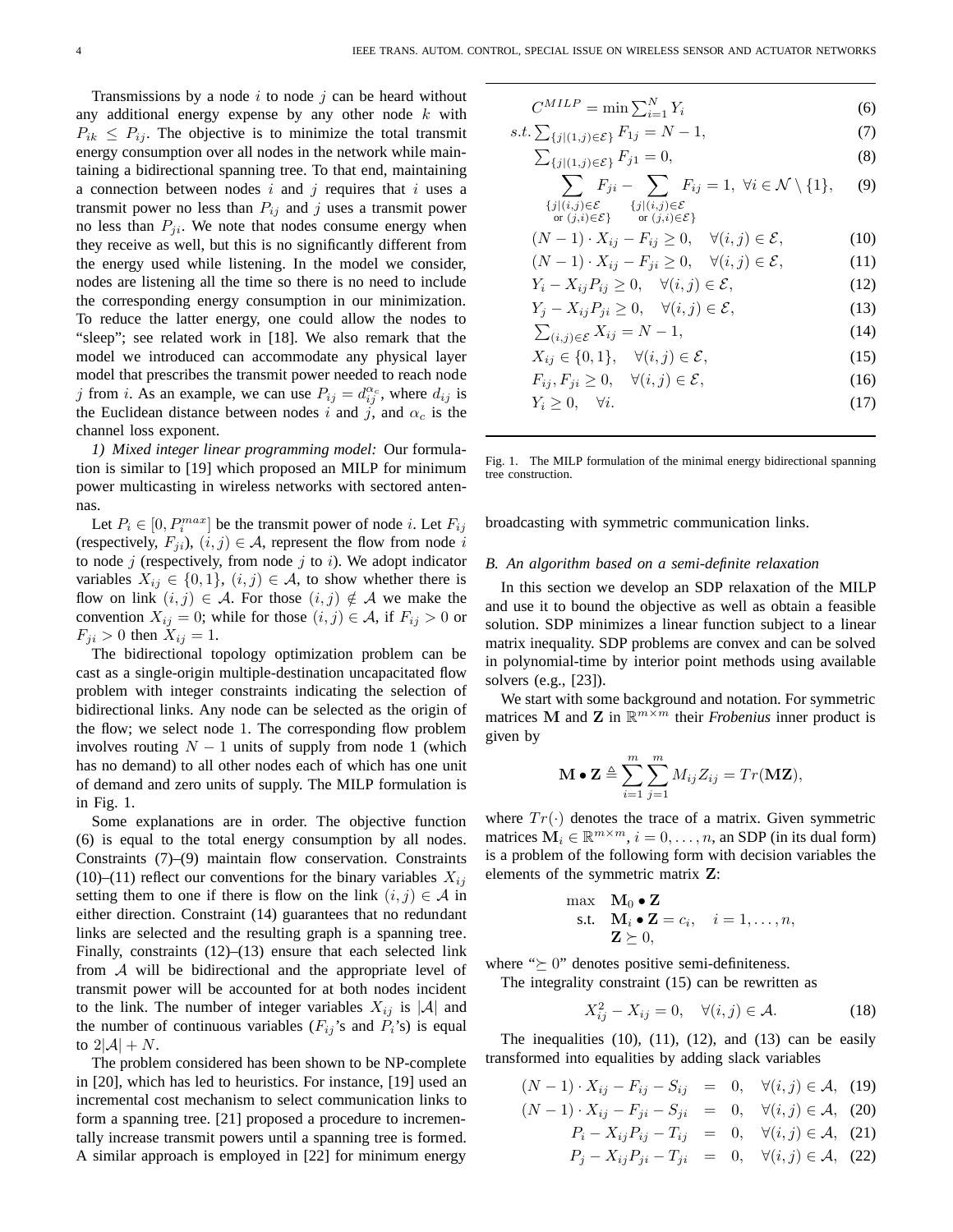Transmissions by a node $i$ to node $j$ can be heard without any additional energy expense by any other node $k$ with $P_{ik} \leq P_{ij}$. The objective is to minimize the total transmit energy consumption over all nodes in the network while maintaining a bidirectional spanning tree. To that end, maintaining a connection between nodes $i$ and $j$ requires that $i$ uses a transmit power no less than $P_{ij}$ and $j$ uses a transmit power no less than $P_{ji}$. We note that nodes consume energy when they receive as well, but this is no significantly different from the energy used while listening. In the model we consider, nodes are listening all the time so there is no need to include the corresponding energy consumption in our minimization. To reduce the latter energy, one could allow the nodes to "sleep"; see related work in [18]. We also remark that the model we introduced can accommodate any physical layer model that prescribes the transmit power needed to reach node $j$ from $i$. As an example, we can use $P_{ij} = d_{ij}^{\alpha_c}$, where $d_{ij}$ is the Euclidean distance between nodes $i$ and $j$, and $\alpha_c$ is the channel loss exponent.

*1) Mixed integer linear programming model:* Our formulation is similar to [19] which proposed an MILP for minimum power multicasting in wireless networks with sectored antennas.

Let $P_i \in [0, P_i^{max}]$ be the transmit power of node $i$. Let $F_{ij}$ (respectively, $F_{ji}$), $(i,j) \in \mathcal{A}$, represent the flow from node $i$ to node $j$ (respectively, from node $j$ to $i$). We adopt indicator variables $X_{ij} \in \{0,1\}$, $(i,j) \in \mathcal{A}$, to show whether there is flow on link $(i,j) \in \mathcal{A}$. For those $(i,j) \notin \mathcal{A}$ we make the convention $X_{ij} = 0$; while for those $(i,j) \in \mathcal{A}$, if $F_{ij} > 0$ or $F_{ji} > 0$ then $X_{ij} = 1$.

The bidirectional topology optimization problem can be cast as a single-origin multiple-destination uncapacitated flow problem with integer constraints indicating the selection of bidirectional links. Any node can be selected as the origin of the flow; we select node 1. The corresponding flow problem involves routing $N-1$ units of supply from node 1 (which has no demand) to all other nodes each of which has one unit of demand and zero units of supply. The MILP formulation is in Fig. 1.

$$C^{MILP} = \min \sum_{i=1}^{N} Y_i \tag{6}$$
$$s.t. \sum_{\{j|(1,j)\in\mathcal{E}\}} F_{1j} = N-1, \tag{7}$$
$$\sum_{\{j|(1,j)\in\mathcal{E}\}} F_{j1} = 0, \tag{8}$$
$$\sum_{\substack{\{j|(i,j)\in\mathcal{E} \\ \text{or } (j,i)\in\mathcal{E}\}}} F_{ji} - \sum_{\substack{\{j|(i,j)\in\mathcal{E} \\ \text{or } (j,i)\in\mathcal{E}\}}} F_{ij} = 1, \ \forall i \in \mathcal{N}\setminus\{1\}, \tag{9}$$
$$(N-1)\cdot X_{ij} - F_{ij} \geq 0, \quad \forall (i,j)\in\mathcal{E}, \tag{10}$$
$$(N-1)\cdot X_{ij} - F_{ji} \geq 0, \quad \forall (i,j)\in\mathcal{E}, \tag{11}$$
$$Y_i - X_{ij}P_{ij} \geq 0, \quad \forall (i,j)\in\mathcal{E}, \tag{12}$$
$$Y_j - X_{ij}P_{ji} \geq 0, \quad \forall (i,j)\in\mathcal{E}, \tag{13}$$
$$\sum_{(i,j)\in\mathcal{E}} X_{ij} = N-1, \tag{14}$$
$$X_{ij} \in \{0,1\}, \quad \forall (i,j)\in\mathcal{E}, \tag{15}$$
$$F_{ij}, F_{ji} \geq 0, \quad \forall (i,j)\in\mathcal{E}, \tag{16}$$
$$Y_i \geq 0, \quad \forall i. \tag{17}$$

Fig. 1. The MILP formulation of the minimal energy bidirectional spanning tree construction.

Some explanations are in order. The objective function (6) is equal to the total energy consumption by all nodes. Constraints (7)–(9) maintain flow conservation. Constraints (10)–(11) reflect our conventions for the binary variables $X_{ij}$ setting them to one if there is flow on the link $(i,j) \in \mathcal{A}$ in either direction. Constraint (14) guarantees that no redundant links are selected and the resulting graph is a spanning tree. Finally, constraints (12)–(13) ensure that each selected link from $\mathcal{A}$ will be bidirectional and the appropriate level of transmit power will be accounted for at both nodes incident to the link. The number of integer variables $X_{ij}$ is $|\mathcal{A}|$ and the number of continuous variables ($F_{ij}$'s and $P_i$'s) is equal to $2|\mathcal{A}| + N$.

The problem considered has been shown to be NP-complete in [20], which has led to heuristics. For instance, [19] used an incremental cost mechanism to select communication links to form a spanning tree. [21] proposed a procedure to incrementally increase transmit powers until a spanning tree is formed. A similar approach is employed in [22] for minimum energy broadcasting with symmetric communication links.

### B. An algorithm based on a semi-definite relaxation

In this section we develop an SDP relaxation of the MILP and use it to bound the objective as well as obtain a feasible solution. SDP minimizes a linear function subject to a linear matrix inequality. SDP problems are convex and can be solved in polynomial-time by interior point methods using available solvers (e.g., [23]).

We start with some background and notation. For symmetric matrices $\mathbf{M}$ and $\mathbf{Z}$ in $\mathbb{R}^{m\times m}$ their *Frobenius* inner product is given by

$$\mathbf{M} \bullet \mathbf{Z} \triangleq \sum_{i=1}^{m}\sum_{j=1}^{m} M_{ij}Z_{ij} = Tr(\mathbf{MZ}),$$

where $Tr(\cdot)$ denotes the trace of a matrix. Given symmetric matrices $\mathbf{M}_i \in \mathbb{R}^{m\times m}$, $i = 0, \ldots, n$, an SDP (in its dual form) is a problem of the following form with decision variables the elements of the symmetric matrix $\mathbf{Z}$:

$$\begin{aligned} \max \quad & \mathbf{M}_0 \bullet \mathbf{Z} \\ \text{s.t.} \quad & \mathbf{M}_i \bullet \mathbf{Z} = c_i, \quad i = 1, \ldots, n, \\ & \mathbf{Z} \succeq 0, \end{aligned}$$

where "$\succeq 0$" denotes positive semi-definiteness.

The integrality constraint (15) can be rewritten as

$$X_{ij}^2 - X_{ij} = 0, \quad \forall (i,j) \in \mathcal{A}. \tag{18}$$

The inequalities (10), (11), (12), and (13) can be easily transformed into equalities by adding slack variables

$$(N-1)\cdot X_{ij} - F_{ij} - S_{ij} = 0, \quad \forall (i,j)\in\mathcal{A}, \tag{19}$$
$$(N-1)\cdot X_{ij} - F_{ji} - S_{ji} = 0, \quad \forall (i,j)\in\mathcal{A}, \tag{20}$$
$$P_i - X_{ij}P_{ij} - T_{ij} = 0, \quad \forall (i,j)\in\mathcal{A}, \tag{21}$$
$$P_j - X_{ij}P_{ji} - T_{ji} = 0, \quad \forall (i,j)\in\mathcal{A}, \tag{22}$$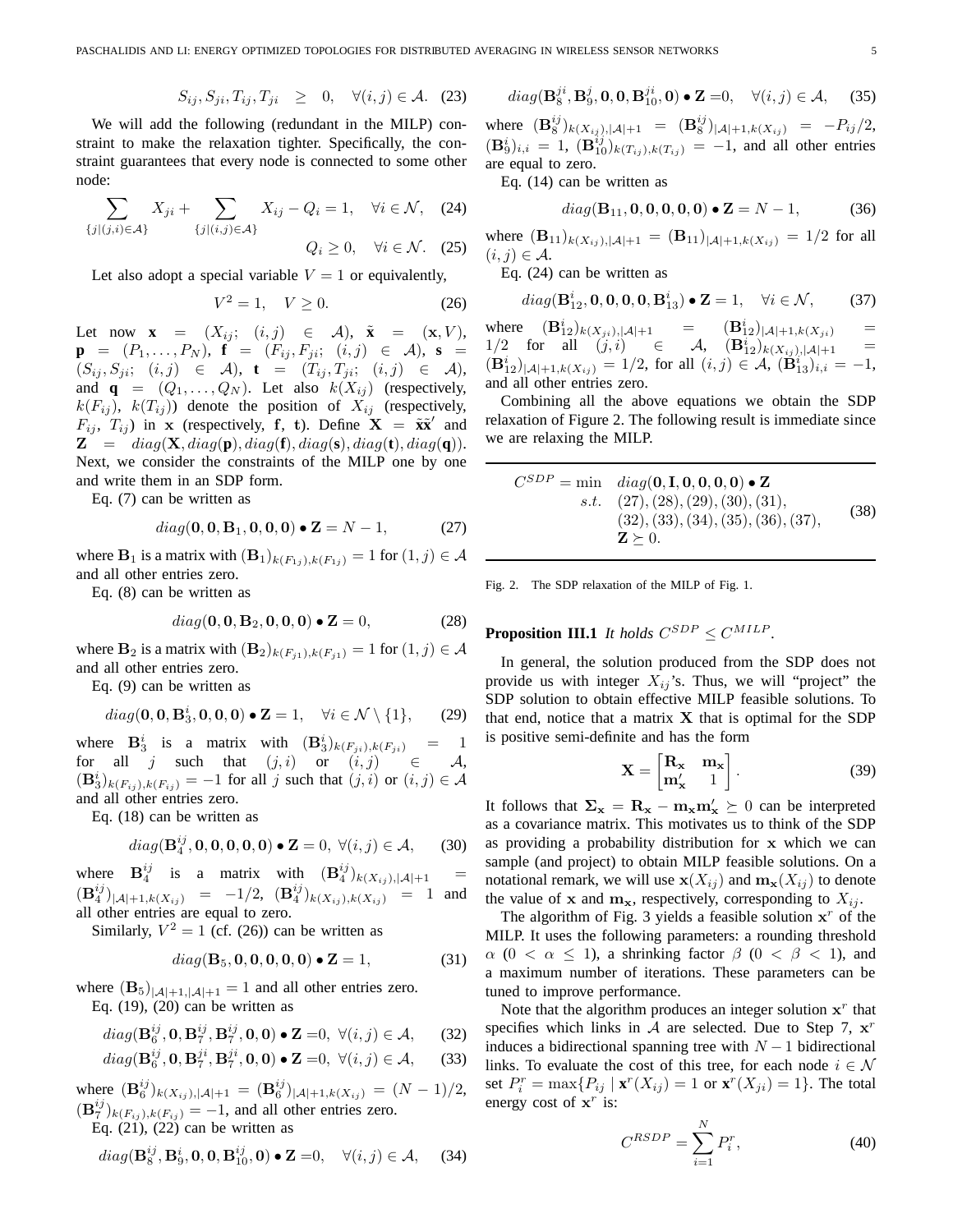$$S_{ij}, S_{ji}, T_{ij}, T_{ji} \quad \geq \quad 0, \quad \forall (i,j) \in \mathcal{A}. \quad (23)$$

We will add the following (redundant in the MILP) constraint to make the relaxation tighter. Specifically, the constraint guarantees that every node is connected to some other node:

$$\sum_{\{j|(j,i)\in\mathcal{A}\}} X_{ji} + \sum_{\{j|(i,j)\in\mathcal{A}\}} X_{ij} - Q_i = 1, \quad \forall i \in \mathcal{N}, \quad (24)$$

$$Q_i \geq 0, \quad \forall i \in \mathcal{N}. \quad (25)$$

Let also adopt a special variable $V = 1$ or equivalently,

$$V^2 = 1, \quad V \geq 0. \quad (26)$$

Let now $\mathbf{x} = (X_{ij};\ (i,j) \in \mathcal{A})$, $\tilde{\mathbf{x}} = (\mathbf{x}, V)$, $\mathbf{p} = (P_1, \ldots, P_N)$, $\mathbf{f} = (F_{ij}, F_{ji};\ (i,j) \in \mathcal{A})$, $\mathbf{s} = (S_{ij}, S_{ji};\ (i,j) \in \mathcal{A})$, $\mathbf{t} = (T_{ij}, T_{ji};\ (i,j) \in \mathcal{A})$, and $\mathbf{q} = (Q_1, \ldots, Q_N)$. Let also $k(X_{ij})$ (respectively, $k(F_{ij})$, $k(T_{ij})$) denote the position of $X_{ij}$ (respectively, $F_{ij}$, $T_{ij}$) in $\mathbf{x}$ (respectively, $\mathbf{f}$, $\mathbf{t}$). Define $\mathbf{X} = \tilde{\mathbf{x}}\tilde{\mathbf{x}}'$ and $\mathbf{Z} = diag(\mathbf{X}, diag(\mathbf{p}), diag(\mathbf{f}), diag(\mathbf{s}), diag(\mathbf{t}), diag(\mathbf{q}))$. Next, we consider the constraints of the MILP one by one and write them in an SDP form.

Eq. (7) can be written as

$$diag(\mathbf{0}, \mathbf{0}, \mathbf{B}_1, \mathbf{0}, \mathbf{0}, \mathbf{0}) \bullet \mathbf{Z} = N - 1, \quad (27)$$

where $\mathbf{B}_1$ is a matrix with $(\mathbf{B}_1)_{k(F_{1j}),k(F_{1j})} = 1$ for $(1,j) \in \mathcal{A}$ and all other entries zero.

Eq. (8) can be written as

$$diag(\mathbf{0}, \mathbf{0}, \mathbf{B}_2, \mathbf{0}, \mathbf{0}, \mathbf{0}) \bullet \mathbf{Z} = 0, \quad (28)$$

where $\mathbf{B}_2$ is a matrix with $(\mathbf{B}_2)_{k(F_{j1}),k(F_{j1})} = 1$ for $(1,j) \in \mathcal{A}$ and all other entries zero.

Eq. (9) can be written as

$$diag(\mathbf{0}, \mathbf{0}, \mathbf{B}_3^i, \mathbf{0}, \mathbf{0}, \mathbf{0}) \bullet \mathbf{Z} = 1, \quad \forall i \in \mathcal{N} \setminus \{1\}, \quad (29)$$

where $\mathbf{B}_3^i$ is a matrix with $(\mathbf{B}_3^i)_{k(F_{ji}),k(F_{ji})} = 1$ for all $j$ such that $(j,i)$ or $(i,j) \in \mathcal{A}$, $(\mathbf{B}_3^i)_{k(F_{ij}),k(F_{ij})} = -1$ for all $j$ such that $(j,i)$ or $(i,j) \in \mathcal{A}$ and all other entries zero.

Eq. (18) can be written as

$$diag(\mathbf{B}_4^{ij}, \mathbf{0}, \mathbf{0}, \mathbf{0}, \mathbf{0}, \mathbf{0}) \bullet \mathbf{Z} = 0, \ \forall (i,j) \in \mathcal{A}, \quad (30)$$

where $\mathbf{B}_4^{ij}$ is a matrix with $(\mathbf{B}_4^{ij})_{k(X_{ij}),|\mathcal{A}|+1} = (\mathbf{B}_4^{ij})_{|\mathcal{A}|+1,k(X_{ij})} = -1/2$, $(\mathbf{B}_4^{ij})_{k(X_{ij}),k(X_{ij})} = 1$ and all other entries are equal to zero.

Similarly, $V^2 = 1$ (cf. (26)) can be written as

$$diag(\mathbf{B}_5, \mathbf{0}, \mathbf{0}, \mathbf{0}, \mathbf{0}, \mathbf{0}) \bullet \mathbf{Z} = 1, \quad (31)$$

where $(\mathbf{B}_5)_{|\mathcal{A}|+1,|\mathcal{A}|+1} = 1$ and all other entries zero.

Eq. (19), (20) can be written as

$$diag(\mathbf{B}_6^{ij}, \mathbf{0}, \mathbf{B}_7^{ij}, \mathbf{B}_7^{ij}, \mathbf{0}, \mathbf{0}) \bullet \mathbf{Z} = 0, \ \forall (i,j) \in \mathcal{A}, \quad (32)$$

$$diag(\mathbf{B}_6^{ij}, \mathbf{0}, \mathbf{B}_7^{ji}, \mathbf{B}_7^{ji}, \mathbf{0}, \mathbf{0}) \bullet \mathbf{Z} = 0, \ \forall (i,j) \in \mathcal{A}, \quad (33)$$

where $(\mathbf{B}_6^{ij})_{k(X_{ij}),|\mathcal{A}|+1} = (\mathbf{B}_6^{ij})_{|\mathcal{A}|+1,k(X_{ij})} = (N-1)/2$, $(\mathbf{B}_7^{ij})_{k(F_{ij}),k(F_{ij})} = -1$, and all other entries zero.

Eq. (21), (22) can be written as

$$diag(\mathbf{B}_8^{ij}, \mathbf{B}_9^i, \mathbf{0}, \mathbf{0}, \mathbf{B}_{10}^{ij}, \mathbf{0}) \bullet \mathbf{Z} = 0, \quad \forall (i,j) \in \mathcal{A}, \quad (34)$$

$$diag(\mathbf{B}_8^{ji}, \mathbf{B}_9^j, \mathbf{0}, \mathbf{0}, \mathbf{B}_{10}^{ji}, \mathbf{0}) \bullet \mathbf{Z} = 0, \quad \forall (i,j) \in \mathcal{A}, \quad (35)$$

where $(\mathbf{B}_8^{ij})_{k(X_{ij}),|\mathcal{A}|+1} = (\mathbf{B}_8^{ij})_{|\mathcal{A}|+1,k(X_{ij})} = -P_{ij}/2$, $(\mathbf{B}_9^i)_{i,i} = 1$, $(\mathbf{B}_{10}^{ij})_{k(T_{ij}),k(T_{ij})} = -1$, and all other entries are equal to zero.

Eq. (14) can be written as

$$diag(\mathbf{B}_{11}, \mathbf{0}, \mathbf{0}, \mathbf{0}, \mathbf{0}, \mathbf{0}) \bullet \mathbf{Z} = N - 1, \quad (36)$$

where $(\mathbf{B}_{11})_{k(X_{ij}),|\mathcal{A}|+1} = (\mathbf{B}_{11})_{|\mathcal{A}|+1,k(X_{ij})} = 1/2$ for all $(i,j) \in \mathcal{A}$.

Eq. (24) can be written as

$$diag(\mathbf{B}_{12}^i, \mathbf{0}, \mathbf{0}, \mathbf{0}, \mathbf{0}, \mathbf{B}_{13}^i) \bullet \mathbf{Z} = 1, \quad \forall i \in \mathcal{N}, \quad (37)$$

where $(\mathbf{B}_{12}^i)_{k(X_{ji}),|\mathcal{A}|+1} = (\mathbf{B}_{12}^i)_{|\mathcal{A}|+1,k(X_{ji})} = 1/2$ for all $(j,i) \in \mathcal{A}$, $(\mathbf{B}_{12}^i)_{k(X_{ij}),|\mathcal{A}|+1} = (\mathbf{B}_{12}^i)_{|\mathcal{A}|+1,k(X_{ij})} = 1/2$, for all $(i,j) \in \mathcal{A}$, $(\mathbf{B}_{13}^i)_{i,i} = -1$, and all other entries zero.

Combining all the above equations we obtain the SDP relaxation of Figure 2. The following result is immediate since we are relaxing the MILP.

$$\begin{aligned} C^{SDP} = \min \quad & diag(\mathbf{0}, \mathbf{I}, \mathbf{0}, \mathbf{0}, \mathbf{0}, \mathbf{0}) \bullet \mathbf{Z} \\ s.t. \quad & (27), (28), (29), (30), (31), \\ & (32), (33), (34), (35), (36), (37), \\ & \mathbf{Z} \succeq 0. \end{aligned} \quad (38)$$

Fig. 2. The SDP relaxation of the MILP of Fig. 1.

**Proposition III.1** *It holds $C^{SDP} \leq C^{MILP}$.*

In general, the solution produced from the SDP does not provide us with integer $X_{ij}$'s. Thus, we will "project" the SDP solution to obtain effective MILP feasible solutions. To that end, notice that a matrix $\mathbf{X}$ that is optimal for the SDP is positive semi-definite and has the form

$$\mathbf{X} = \begin{bmatrix} \mathbf{R_x} & \mathbf{m_x} \\ \mathbf{m_x'} & 1 \end{bmatrix}. \quad (39)$$

It follows that $\mathbf{\Sigma_x} = \mathbf{R_x} - \mathbf{m_x}\mathbf{m_x'} \succeq 0$ can be interpreted as a covariance matrix. This motivates us to think of the SDP as providing a probability distribution for $\mathbf{x}$ which we can sample (and project) to obtain MILP feasible solutions. On a notational remark, we will use $\mathbf{x}(X_{ij})$ and $\mathbf{m_x}(X_{ij})$ to denote the value of $\mathbf{x}$ and $\mathbf{m_x}$, respectively, corresponding to $X_{ij}$.

The algorithm of Fig. 3 yields a feasible solution $\mathbf{x}^r$ of the MILP. It uses the following parameters: a rounding threshold $\alpha$ $(0 < \alpha \leq 1)$, a shrinking factor $\beta$ $(0 < \beta < 1)$, and a maximum number of iterations. These parameters can be tuned to improve performance.

Note that the algorithm produces an integer solution $\mathbf{x}^r$ that specifies which links in $\mathcal{A}$ are selected. Due to Step 7, $\mathbf{x}^r$ induces a bidirectional spanning tree with $N-1$ bidirectional links. To evaluate the cost of this tree, for each node $i \in \mathcal{N}$ set $P_i^r = \max\{P_{ij} \mid \mathbf{x}^r(X_{ij}) = 1 \text{ or } \mathbf{x}^r(X_{ji}) = 1\}$. The total energy cost of $\mathbf{x}^r$ is:

$$C^{RSDP} = \sum_{i=1}^{N} P_i^r, \quad (40)$$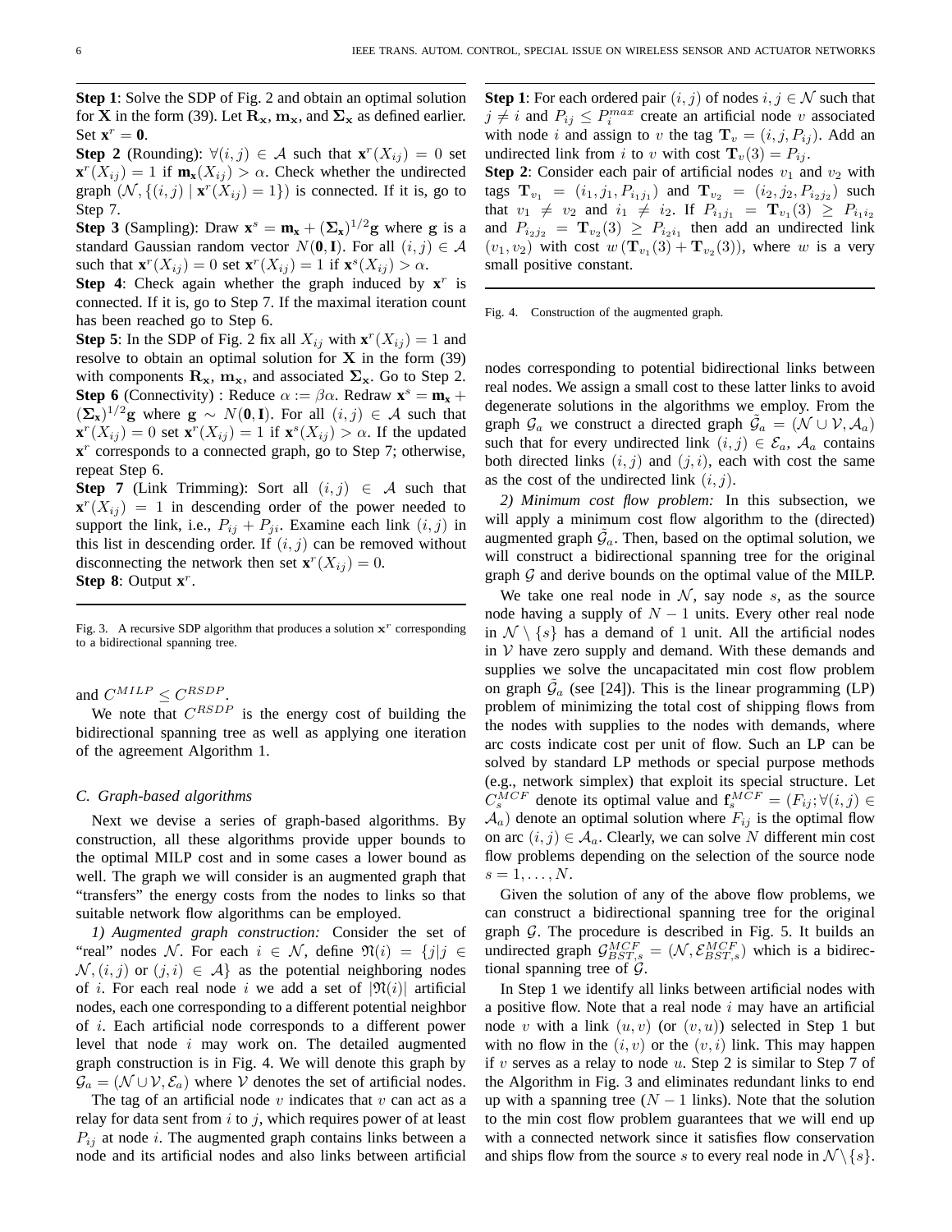**Step 1**: Solve the SDP of Fig. 2 and obtain an optimal solution for $\mathbf{X}$ in the form (39). Let $\mathbf{R_x}$, $\mathbf{m_x}$, and $\mathbf{\Sigma_x}$ as defined earlier. Set $\mathbf{x}^r = \mathbf{0}$.

**Step 2** (Rounding): $\forall (i,j) \in \mathcal{A}$ such that $\mathbf{x}^r(X_{ij}) = 0$ set $\mathbf{x}^r(X_{ij}) = 1$ if $\mathbf{m_x}(X_{ij}) > \alpha$. Check whether the undirected graph $(\mathcal{N}, \{(i,j) \mid \mathbf{x}^r(X_{ij}) = 1\})$ is connected. If it is, go to Step 7.

**Step 3** (Sampling): Draw $\mathbf{x}^s = \mathbf{m_x} + (\mathbf{\Sigma_x})^{1/2}\mathbf{g}$ where $\mathbf{g}$ is a standard Gaussian random vector $N(\mathbf{0}, \mathbf{I})$. For all $(i,j) \in \mathcal{A}$ such that $\mathbf{x}^r(X_{ij}) = 0$ set $\mathbf{x}^r(X_{ij}) = 1$ if $\mathbf{x}^s(X_{ij}) > \alpha$.

**Step 4**: Check again whether the graph induced by $\mathbf{x}^r$ is connected. If it is, go to Step 7. If the maximal iteration count has been reached go to Step 6.

**Step 5**: In the SDP of Fig. 2 fix all $X_{ij}$ with $\mathbf{x}^r(X_{ij}) = 1$ and resolve to obtain an optimal solution for $\mathbf{X}$ in the form (39) with components $\mathbf{R_x}$, $\mathbf{m_x}$, and associated $\mathbf{\Sigma_x}$. Go to Step 2.

**Step 6** (Connectivity) : Reduce $\alpha := \beta\alpha$. Redraw $\mathbf{x}^s = \mathbf{m_x} + (\mathbf{\Sigma_x})^{1/2}\mathbf{g}$ where $\mathbf{g} \sim N(\mathbf{0}, \mathbf{I})$. For all $(i,j) \in \mathcal{A}$ such that $\mathbf{x}^r(X_{ij}) = 0$ set $\mathbf{x}^r(X_{ij}) = 1$ if $\mathbf{x}^s(X_{ij}) > \alpha$. If the updated $\mathbf{x}^r$ corresponds to a connected graph, go to Step 7; otherwise, repeat Step 6.

**Step 7** (Link Trimming): Sort all $(i,j) \in \mathcal{A}$ such that $\mathbf{x}^r(X_{ij}) = 1$ in descending order of the power needed to support the link, i.e., $P_{ij} + P_{ji}$. Examine each link $(i,j)$ in this list in descending order. If $(i,j)$ can be removed without disconnecting the network then set $\mathbf{x}^r(X_{ij}) = 0$.

**Step 8**: Output $\mathbf{x}^r$.

Fig. 3. A recursive SDP algorithm that produces a solution $\mathbf{x}^r$ corresponding to a bidirectional spanning tree.

and $C^{MILP} \leq C^{RSDP}$.

We note that $C^{RSDP}$ is the energy cost of building the bidirectional spanning tree as well as applying one iteration of the agreement Algorithm 1.

### C. Graph-based algorithms

Next we devise a series of graph-based algorithms. By construction, all these algorithms provide upper bounds to the optimal MILP cost and in some cases a lower bound as well. The graph we will consider is an augmented graph that "transfers" the energy costs from the nodes to links so that suitable network flow algorithms can be employed.

*1) Augmented graph construction:* Consider the set of "real" nodes $\mathcal{N}$. For each $i \in \mathcal{N}$, define $\mathfrak{N}(i) = \{j | j \in \mathcal{N}, (i,j) \text{ or } (j,i) \in \mathcal{A}\}$ as the potential neighboring nodes of $i$. For each real node $i$ we add a set of $|\mathfrak{N}(i)|$ artificial nodes, each one corresponding to a different potential neighbor of $i$. Each artificial node corresponds to a different power level that node $i$ may work on. The detailed augmented graph construction is in Fig. 4. We will denote this graph by $\mathcal{G}_a = (\mathcal{N} \cup \mathcal{V}, \mathcal{E}_a)$ where $\mathcal{V}$ denotes the set of artificial nodes.

The tag of an artificial node $v$ indicates that $v$ can act as a relay for data sent from $i$ to $j$, which requires power of at least $P_{ij}$ at node $i$. The augmented graph contains links between a node and its artificial nodes and also links between artificial

**Step 1**: For each ordered pair $(i,j)$ of nodes $i,j \in \mathcal{N}$ such that $j \neq i$ and $P_{ij} \leq P_i^{max}$ create an artificial node $v$ associated with node $i$ and assign to $v$ the tag $\mathbf{T}_v = (i, j, P_{ij})$. Add an undirected link from $i$ to $v$ with cost $\mathbf{T}_v(3) = P_{ij}$.

**Step 2**: Consider each pair of artificial nodes $v_1$ and $v_2$ with tags $\mathbf{T}_{v_1} = (i_1, j_1, P_{i_1 j_1})$ and $\mathbf{T}_{v_2} = (i_2, j_2, P_{i_2 j_2})$ such that $v_1 \neq v_2$ and $i_1 \neq i_2$. If $P_{i_1 j_1} = \mathbf{T}_{v_1}(3) \geq P_{i_1 i_2}$ and $P_{i_2 j_2} = \mathbf{T}_{v_2}(3) \geq P_{i_2 i_1}$ then add an undirected link $(v_1, v_2)$ with cost $w(\mathbf{T}_{v_1}(3) + \mathbf{T}_{v_2}(3))$, where $w$ is a very small positive constant.

Fig. 4. Construction of the augmented graph.

nodes corresponding to potential bidirectional links between real nodes. We assign a small cost to these latter links to avoid degenerate solutions in the algorithms we employ. From the graph $\mathcal{G}_a$ we construct a directed graph $\tilde{\mathcal{G}}_a = (\mathcal{N} \cup \mathcal{V}, \mathcal{A}_a)$ such that for every undirected link $(i,j) \in \mathcal{E}_a$, $\mathcal{A}_a$ contains both directed links $(i,j)$ and $(j,i)$, each with cost the same as the cost of the undirected link $(i,j)$.

*2) Minimum cost flow problem:* In this subsection, we will apply a minimum cost flow algorithm to the (directed) augmented graph $\tilde{\mathcal{G}}_a$. Then, based on the optimal solution, we will construct a bidirectional spanning tree for the original graph $\mathcal{G}$ and derive bounds on the optimal value of the MILP.

We take one real node in $\mathcal{N}$, say node $s$, as the source node having a supply of $N-1$ units. Every other real node in $\mathcal{N} \setminus \{s\}$ has a demand of 1 unit. All the artificial nodes in $\mathcal{V}$ have zero supply and demand. With these demands and supplies we solve the uncapacitated min cost flow problem on graph $\tilde{\mathcal{G}}_a$ (see [24]). This is the linear programming (LP) problem of minimizing the total cost of shipping flows from the nodes with supplies to the nodes with demands, where arc costs indicate cost per unit of flow. Such an LP can be solved by standard LP methods or special purpose methods (e.g., network simplex) that exploit its special structure. Let $C_s^{MCF}$ denote its optimal value and $\mathbf{f}_s^{MCF} = (F_{ij}; \forall (i,j) \in \mathcal{A}_a)$ denote an optimal solution where $F_{ij}$ is the optimal flow on arc $(i,j) \in \mathcal{A}_a$. Clearly, we can solve $N$ different min cost flow problems depending on the selection of the source node $s = 1, \ldots, N$.

Given the solution of any of the above flow problems, we can construct a bidirectional spanning tree for the original graph $\mathcal{G}$. The procedure is described in Fig. 5. It builds an undirected graph $\mathcal{G}_{BST,s}^{MCF} = (\mathcal{N}, \mathcal{E}_{BST,s}^{MCF})$ which is a bidirectional spanning tree of $\mathcal{G}$.

In Step 1 we identify all links between artificial nodes with a positive flow. Note that a real node $i$ may have an artificial node $v$ with a link $(u,v)$ (or $(v,u)$) selected in Step 1 but with no flow in the $(i,v)$ or the $(v,i)$ link. This may happen if $v$ serves as a relay to node $u$. Step 2 is similar to Step 7 of the Algorithm in Fig. 3 and eliminates redundant links to end up with a spanning tree ($N-1$ links). Note that the solution to the min cost flow problem guarantees that we will end up with a connected network since it satisfies flow conservation and ships flow from the source $s$ to every real node in $\mathcal{N} \setminus \{s\}$.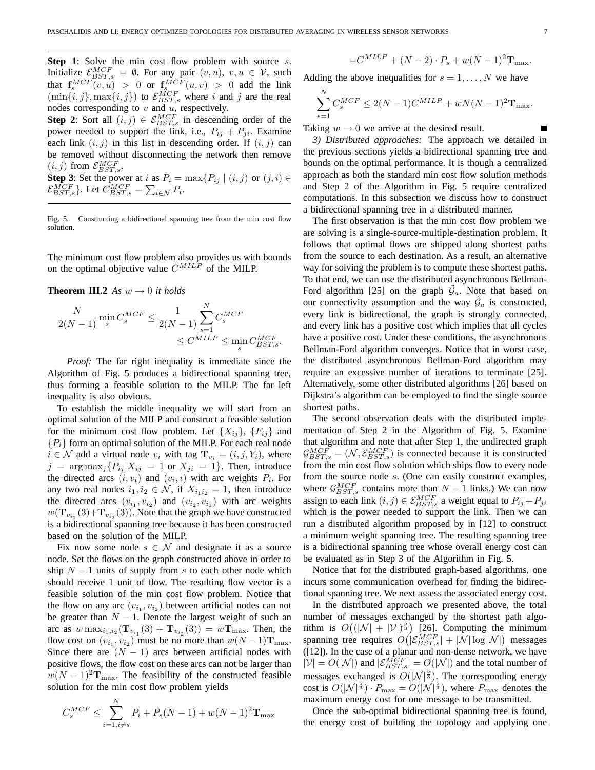**Step 1**: Solve the min cost flow problem with source $s$. Initialize $\mathcal{E}^{MCF}_{BST,s} = \emptyset$. For any pair $(v,u)$, $v,u \in \mathcal{V}$, such that $\mathbf{f}^{MCF}_s(v,u) > 0$ or $\mathbf{f}^{MCF}_s(u,v) > 0$ add the link $(\min\{i,j\}, \max\{i,j\})$ to $\mathcal{E}^{MCF}_{BST,s}$ where $i$ and $j$ are the real nodes corresponding to $v$ and $u$, respectively.

**Step 2**: Sort all $(i,j) \in \mathcal{E}^{MCF}_{BST,s}$ in descending order of the power needed to support the link, i.e., $P_{ij} + P_{ji}$. Examine each link $(i,j)$ in this list in descending order. If $(i,j)$ can be removed without disconnecting the network then remove $(i,j)$ from $\mathcal{E}^{MCF}_{BST,s}$.

**Step 3**: Set the power at $i$ as $P_i = \max\{P_{ij} \mid (i,j) \text{ or } (j,i) \in \mathcal{E}^{MCF}_{BST,s}\}$. Let $C^{MCF}_{BST,s} = \sum_{i \in \mathcal{N}} P_i$.

Fig. 5. Constructing a bidirectional spanning tree from the min cost flow solution.

The minimum cost flow problem also provides us with bounds on the optimal objective value $C^{MILP}$ of the MILP.

**Theorem III.2** *As $w \to 0$ it holds*

$$\frac{N}{2(N-1)} \min_s C^{MCF}_s \le \frac{1}{2(N-1)} \sum_{s=1}^{N} C^{MCF}_s \le C^{MILP} \le \min_s C^{MCF}_{BST,s}.$$

*Proof:* The far right inequality is immediate since the Algorithm of Fig. 5 produces a bidirectional spanning tree, thus forming a feasible solution to the MILP. The far left inequality is also obvious.

To establish the middle inequality we will start from an optimal solution of the MILP and construct a feasible solution for the minimum cost flow problem. Let $\{X_{ij}\}$, $\{F_{ij}\}$ and $\{P_i\}$ form an optimal solution of the MILP. For each real node $i \in \mathcal{N}$ add a virtual node $v_i$ with tag $\mathbf{T}_{v_i} = (i, j, Y_i)$, where $j = \arg\max_j \{P_{ij} | X_{ij} = 1 \text{ or } X_{ji} = 1\}$. Then, introduce the directed arcs $(i, v_i)$ and $(v_i, i)$ with arc weights $P_i$. For any two real nodes $i_1, i_2 \in \mathcal{N}$, if $X_{i_1 i_2} = 1$, then introduce the directed arcs $(v_{i_1}, v_{i_2})$ and $(v_{i_2}, v_{i_1})$ with arc weights $w(\mathbf{T}_{v_{i_1}}(3) + \mathbf{T}_{v_{i_2}}(3))$. Note that the graph we have constructed is a bidirectional spanning tree because it has been constructed based on the solution of the MILP.

Fix now some node $s \in \mathcal{N}$ and designate it as a source node. Set the flows on the graph constructed above in order to ship $N-1$ units of supply from $s$ to each other node which should receive 1 unit of flow. The resulting flow vector is a feasible solution of the min cost flow problem. Notice that the flow on any arc $(v_{i_1}, v_{i_2})$ between artificial nodes can not be greater than $N-1$. Denote the largest weight of such an arc as $w \max_{i_1,i_2} (\mathbf{T}_{v_{i_1}}(3) + \mathbf{T}_{v_{i_2}}(3)) = w\mathbf{T}_{\max}$. Then, the flow cost on $(v_{i_1}, v_{i_2})$ must be no more than $w(N-1)\mathbf{T}_{\max}$. Since there are $(N-1)$ arcs between artificial nodes with positive flows, the flow cost on these arcs can not be larger than $w(N-1)^2\mathbf{T}_{\max}$. The feasibility of the constructed feasible solution for the min cost flow problem yields

$$C^{MCF}_s \le \sum_{i=1, i\neq s}^{N} P_i + P_s(N-1) + w(N-1)^2 \mathbf{T}_{\max}$$

$$= C^{MILP} + (N-2) \cdot P_s + w(N-1)^2 \mathbf{T}_{\max}.$$

Adding the above inequalities for $s = 1, \ldots, N$ we have

$$\sum_{s=1}^{N} C^{MCF}_s \le 2(N-1)C^{MILP} + wN(N-1)^2 \mathbf{T}_{\max}.$$

Taking $w \to 0$ we arrive at the desired result. ∎

*3) Distributed approaches:* The approach we detailed in the previous sections yields a bidirectional spanning tree and bounds on the optimal performance. It is though a centralized approach as both the standard min cost flow solution methods and Step 2 of the Algorithm in Fig. 5 require centralized computations. In this subsection we discuss how to construct a bidirectional spanning tree in a distributed manner.

The first observation is that the min cost flow problem we are solving is a single-source-multiple-destination problem. It follows that optimal flows are shipped along shortest paths from the source to each destination. As a result, an alternative way for solving the problem is to compute these shortest paths. To that end, we can use the distributed asynchronous Bellman-Ford algorithm [25] on the graph $\tilde{\mathcal{G}}_a$. Note that based on our connectivity assumption and the way $\tilde{\mathcal{G}}_a$ is constructed, every link is bidirectional, the graph is strongly connected, and every link has a positive cost which implies that all cycles have a positive cost. Under these conditions, the asynchronous Bellman-Ford algorithm converges. Notice that in worst case, the distributed asynchronous Bellman-Ford algorithm may require an excessive number of iterations to terminate [25]. Alternatively, some other distributed algorithms [26] based on Dijkstra's algorithm can be employed to find the single source shortest paths.

The second observation deals with the distributed implementation of Step 2 in the Algorithm of Fig. 5. Examine that algorithm and note that after Step 1, the undirected graph $\mathcal{G}^{MCF}_{BST,s} = (\mathcal{N}, \mathcal{E}^{MCF}_{BST,s})$ is connected because it is constructed from the min cost flow solution which ships flow to every node from the source node $s$. (One can easily construct examples, where $\mathcal{G}^{MCF}_{BST,s}$ contains more than $N-1$ links.) We can now assign to each link $(i,j) \in \mathcal{E}^{MCF}_{BST,s}$ a weight equal to $P_{ij} + P_{ji}$ which is the power needed to support the link. Then we can run a distributed algorithm proposed by in [12] to construct a minimum weight spanning tree. The resulting spanning tree is a bidirectional spanning tree whose overall energy cost can be evaluated as in Step 3 of the Algorithm in Fig. 5.

Notice that for the distributed graph-based algorithms, one incurs some communication overhead for finding the bidirectional spanning tree. We next assess the associated energy cost.

In the distributed approach we presented above, the total number of messages exchanged by the shortest path algorithm is $O\big((|\mathcal{N}| + |\mathcal{V}|)^{\frac{5}{3}}\big)$ [26]. Computing the minimum spanning tree requires $O\big(|\mathcal{E}^{MCF}_{BST,s}| + |\mathcal{N}| \log |\mathcal{N}|\big)$ messages ([12]). In the case of a planar and non-dense network, we have $|\mathcal{V}| = O(|\mathcal{N}|)$ and $|\mathcal{E}^{MCF}_{BST,s}| = O(|\mathcal{N}|)$ and the total number of messages exchanged is $O(|\mathcal{N}|^{\frac{5}{3}})$. The corresponding energy cost is $O(|\mathcal{N}|^{\frac{5}{3}}) \cdot P_{\max} = O(|\mathcal{N}|^{\frac{5}{3}})$, where $P_{\max}$ denotes the maximum energy cost for one message to be transmitted.

Once the sub-optimal bidirectional spanning tree is found, the energy cost of building the topology and applying one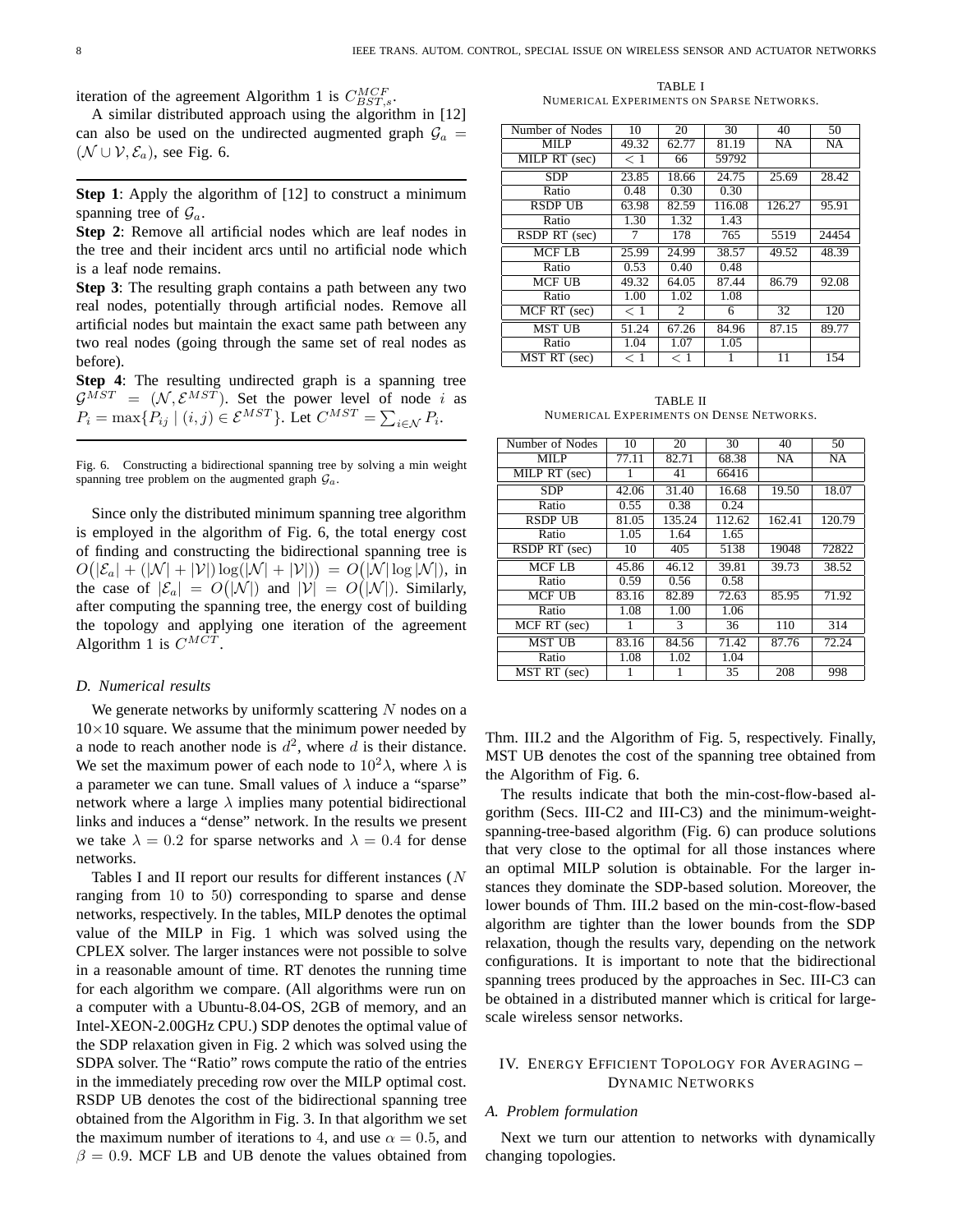iteration of the agreement Algorithm 1 is $C^{MCF}_{BST,s}$.

A similar distributed approach using the algorithm in [12] can also be used on the undirected augmented graph $\mathcal{G}_a = (\mathcal{N} \cup \mathcal{V}, \mathcal{E}_a)$, see Fig. 6.

---

**Step 1**: Apply the algorithm of [12] to construct a minimum spanning tree of $\mathcal{G}_a$.

**Step 2**: Remove all artificial nodes which are leaf nodes in the tree and their incident arcs until no artificial node which is a leaf node remains.

**Step 3**: The resulting graph contains a path between any two real nodes, potentially through artificial nodes. Remove all artificial nodes but maintain the exact same path between any two real nodes (going through the same set of real nodes as before).

**Step 4**: The resulting undirected graph is a spanning tree $\mathcal{G}^{MST} = (\mathcal{N}, \mathcal{E}^{MST})$. Set the power level of node $i$ as $P_i = \max\{P_{ij} \mid (i,j) \in \mathcal{E}^{MST}\}$. Let $C^{MST} = \sum_{i \in \mathcal{N}} P_i$.

---

Fig. 6. Constructing a bidirectional spanning tree by solving a min weight spanning tree problem on the augmented graph $\mathcal{G}_a$.

Since only the distributed minimum spanning tree algorithm is employed in the algorithm of Fig. 6, the total energy cost of finding and constructing the bidirectional spanning tree is $O\big(|\mathcal{E}_a| + (|\mathcal{N}| + |\mathcal{V}|)\log(|\mathcal{N}| + |\mathcal{V}|)\big) = O\big(|\mathcal{N}| \log |\mathcal{N}|\big)$, in the case of $|\mathcal{E}_a| = O\big(|\mathcal{N}|\big)$ and $|\mathcal{V}| = O\big(|\mathcal{N}|\big)$. Similarly, after computing the spanning tree, the energy cost of building the topology and applying one iteration of the agreement Algorithm 1 is $C^{MCT}$.

### D. Numerical results

We generate networks by uniformly scattering $N$ nodes on a $10 \times 10$ square. We assume that the minimum power needed by a node to reach another node is $d^2$, where $d$ is their distance. We set the maximum power of each node to $10^2 \lambda$, where $\lambda$ is a parameter we can tune. Small values of $\lambda$ induce a "sparse" network where a large $\lambda$ implies many potential bidirectional links and induces a "dense" network. In the results we present we take $\lambda = 0.2$ for sparse networks and $\lambda = 0.4$ for dense networks.

Tables I and II report our results for different instances ($N$ ranging from 10 to 50) corresponding to sparse and dense networks, respectively. In the tables, MILP denotes the optimal value of the MILP in Fig. 1 which was solved using the CPLEX solver. The larger instances were not possible to solve in a reasonable amount of time. RT denotes the running time for each algorithm we compare. (All algorithms were run on a computer with a Ubuntu-8.04-OS, 2GB of memory, and an Intel-XEON-2.00GHz CPU.) SDP denotes the optimal value of the SDP relaxation given in Fig. 2 which was solved using the SDPA solver. The "Ratio" rows compute the ratio of the entries in the immediately preceding row over the MILP optimal cost. RSDP UB denotes the cost of the bidirectional spanning tree obtained from the Algorithm in Fig. 3. In that algorithm we set the maximum number of iterations to 4, and use $\alpha = 0.5$, and $\beta = 0.9$. MCF LB and UB denote the values obtained from Thm. III.2 and the Algorithm of Fig. 5, respectively. Finally, MST UB denotes the cost of the spanning tree obtained from the Algorithm of Fig. 6.

TABLE I
NUMERICAL EXPERIMENTS ON SPARSE NETWORKS.

| Number of Nodes | 10 | 20 | 30 | 40 | 50 |
|---|---|---|---|---|---|
| MILP | 49.32 | 62.77 | 81.19 | NA | NA |
| MILP RT (sec) | < 1 | 66 | 59792 | | |
| SDP | 23.85 | 18.66 | 24.75 | 25.69 | 28.42 |
| Ratio | 0.48 | 0.30 | 0.30 | | |
| RSDP UB | 63.98 | 82.59 | 116.08 | 126.27 | 95.91 |
| Ratio | 1.30 | 1.32 | 1.43 | | |
| RSDP RT (sec) | 7 | 178 | 765 | 5519 | 24454 |
| MCF LB | 25.99 | 24.99 | 38.57 | 49.52 | 48.39 |
| Ratio | 0.53 | 0.40 | 0.48 | | |
| MCF UB | 49.32 | 64.05 | 87.44 | 86.79 | 92.08 |
| Ratio | 1.00 | 1.02 | 1.08 | | |
| MCF RT (sec) | < 1 | 2 | 6 | 32 | 120 |
| MST UB | 51.24 | 67.26 | 84.96 | 87.15 | 89.77 |
| Ratio | 1.04 | 1.07 | 1.05 | | |
| MST RT (sec) | < 1 | < 1 | 1 | 11 | 154 |

TABLE II
NUMERICAL EXPERIMENTS ON DENSE NETWORKS.

| Number of Nodes | 10 | 20 | 30 | 40 | 50 |
|---|---|---|---|---|---|
| MILP | 77.11 | 82.71 | 68.38 | NA | NA |
| MILP RT (sec) | 1 | 41 | 66416 | | |
| SDP | 42.06 | 31.40 | 16.68 | 19.50 | 18.07 |
| Ratio | 0.55 | 0.38 | 0.24 | | |
| RSDP UB | 81.05 | 135.24 | 112.62 | 162.41 | 120.79 |
| Ratio | 1.05 | 1.64 | 1.65 | | |
| RSDP RT (sec) | 10 | 405 | 5138 | 19048 | 72822 |
| MCF LB | 45.86 | 46.12 | 39.81 | 39.73 | 38.52 |
| Ratio | 0.59 | 0.56 | 0.58 | | |
| MCF UB | 83.16 | 82.89 | 72.63 | 85.95 | 71.92 |
| Ratio | 1.08 | 1.00 | 1.06 | | |
| MCF RT (sec) | 1 | 3 | 36 | 110 | 314 |
| MST UB | 83.16 | 84.56 | 71.42 | 87.76 | 72.24 |
| Ratio | 1.08 | 1.02 | 1.04 | | |
| MST RT (sec) | 1 | 1 | 35 | 208 | 998 |

The results indicate that both the min-cost-flow-based algorithm (Secs. III-C2 and III-C3) and the minimum-weight-spanning-tree-based algorithm (Fig. 6) can produce solutions that very close to the optimal for all those instances where an optimal MILP solution is obtainable. For the larger instances they dominate the SDP-based solution. Moreover, the lower bounds of Thm. III.2 based on the min-cost-flow-based algorithm are tighter than the lower bounds from the SDP relaxation, though the results vary, depending on the network configurations. It is important to note that the bidirectional spanning trees produced by the approaches in Sec. III-C3 can be obtained in a distributed manner which is critical for large-scale wireless sensor networks.

## IV. Energy Efficient Topology for Averaging – Dynamic Networks

### A. Problem formulation

Next we turn our attention to networks with dynamically changing topologies.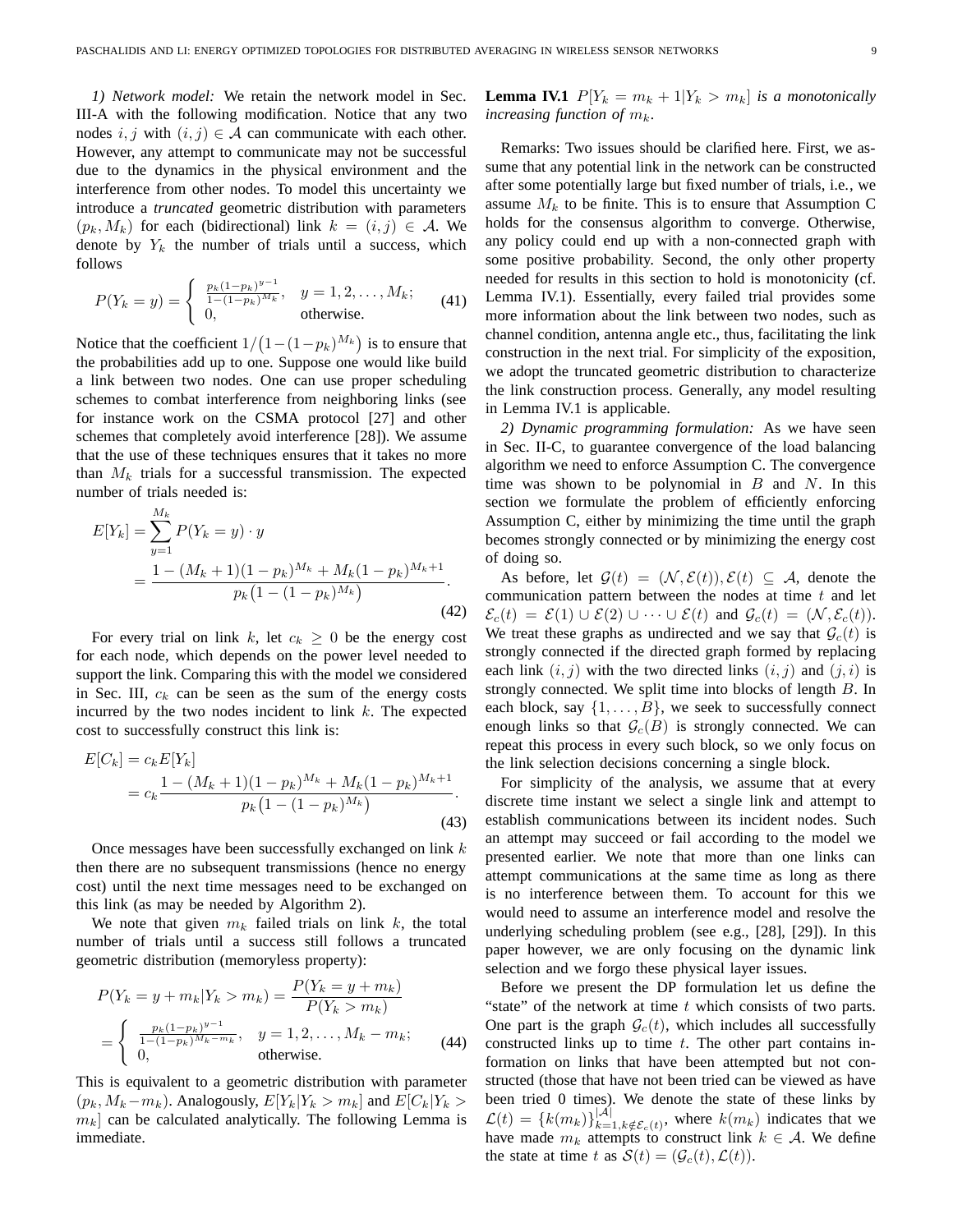*1) Network model:* We retain the network model in Sec. III-A with the following modification. Notice that any two nodes $i, j$ with $(i,j) \in \mathcal{A}$ can communicate with each other. However, any attempt to communicate may not be successful due to the dynamics in the physical environment and the interference from other nodes. To model this uncertainty we introduce a *truncated* geometric distribution with parameters $(p_k, M_k)$ for each (bidirectional) link $k = (i,j) \in \mathcal{A}$. We denote by $Y_k$ the number of trials until a success, which follows

$$P(Y_k = y) = \begin{cases} \frac{p_k(1-p_k)^{y-1}}{1-(1-p_k)^{M_k}}, & y = 1, 2, \ldots, M_k; \\ 0, & \text{otherwise.} \end{cases} \tag{41}$$

Notice that the coefficient $1/\big(1-(1-p_k)^{M_k}\big)$ is to ensure that the probabilities add up to one. Suppose one would like build a link between two nodes. One can use proper scheduling schemes to combat interference from neighboring links (see for instance work on the CSMA protocol [27] and other schemes that completely avoid interference [28]). We assume that the use of these techniques ensures that it takes no more than $M_k$ trials for a successful transmission. The expected number of trials needed is:

$$\begin{aligned} E[Y_k] &= \sum_{y=1}^{M_k} P(Y_k = y) \cdot y \\ &= \frac{1 - (M_k+1)(1-p_k)^{M_k} + M_k(1-p_k)^{M_k+1}}{p_k\big(1-(1-p_k)^{M_k}\big)}. \end{aligned} \tag{42}$$

For every trial on link $k$, let $c_k \geq 0$ be the energy cost for each node, which depends on the power level needed to support the link. Comparing this with the model we considered in Sec. III, $c_k$ can be seen as the sum of the energy costs incurred by the two nodes incident to link $k$. The expected cost to successfully construct this link is:

$$\begin{aligned} E[C_k] &= c_k E[Y_k] \\ &= c_k \frac{1 - (M_k+1)(1-p_k)^{M_k} + M_k(1-p_k)^{M_k+1}}{p_k\big(1-(1-p_k)^{M_k}\big)}. \end{aligned} \tag{43}$$

Once messages have been successfully exchanged on link $k$ then there are no subsequent transmissions (hence no energy cost) until the next time messages need to be exchanged on this link (as may be needed by Algorithm 2).

We note that given $m_k$ failed trials on link $k$, the total number of trials until a success still follows a truncated geometric distribution (memoryless property):

$$\begin{aligned} P(Y_k = y + m_k | Y_k > m_k) &= \frac{P(Y_k = y + m_k)}{P(Y_k > m_k)} \\ &= \begin{cases} \frac{p_k(1-p_k)^{y-1}}{1-(1-p_k)^{M_k - m_k}}, & y = 1, 2, \ldots, M_k - m_k; \\ 0, & \text{otherwise.} \end{cases} \end{aligned} \tag{44}$$

This is equivalent to a geometric distribution with parameter $(p_k, M_k - m_k)$. Analogously, $E[Y_k | Y_k > m_k]$ and $E[C_k | Y_k > m_k]$ can be calculated analytically. The following Lemma is immediate.

**Lemma IV.1** *$P[Y_k = m_k + 1 | Y_k > m_k]$ is a monotonically increasing function of $m_k$.*

Remarks: Two issues should be clarified here. First, we assume that any potential link in the network can be constructed after some potentially large but fixed number of trials, i.e., we assume $M_k$ to be finite. This is to ensure that Assumption C holds for the consensus algorithm to converge. Otherwise, any policy could end up with a non-connected graph with some positive probability. Second, the only other property needed for results in this section to hold is monotonicity (cf. Lemma IV.1). Essentially, every failed trial provides some more information about the link between two nodes, such as channel condition, antenna angle etc., thus, facilitating the link construction in the next trial. For simplicity of the exposition, we adopt the truncated geometric distribution to characterize the link construction process. Generally, any model resulting in Lemma IV.1 is applicable.

*2) Dynamic programming formulation:* As we have seen in Sec. II-C, to guarantee convergence of the load balancing algorithm we need to enforce Assumption C. The convergence time was shown to be polynomial in $B$ and $N$. In this section we formulate the problem of efficiently enforcing Assumption C, either by minimizing the time until the graph becomes strongly connected or by minimizing the energy cost of doing so.

As before, let $\mathcal{G}(t) = (\mathcal{N}, \mathcal{E}(t)), \mathcal{E}(t) \subseteq \mathcal{A}$, denote the communication pattern between the nodes at time $t$ and let $\mathcal{E}_c(t) = \mathcal{E}(1) \cup \mathcal{E}(2) \cup \cdots \cup \mathcal{E}(t)$ and $\mathcal{G}_c(t) = (\mathcal{N}, \mathcal{E}_c(t))$. We treat these graphs as undirected and we say that $\mathcal{G}_c(t)$ is strongly connected if the directed graph formed by replacing each link $(i,j)$ with the two directed links $(i,j)$ and $(j,i)$ is strongly connected. We split time into blocks of length $B$. In each block, say $\{1, \ldots, B\}$, we seek to successfully connect enough links so that $\mathcal{G}_c(B)$ is strongly connected. We can repeat this process in every such block, so we only focus on the link selection decisions concerning a single block.

For simplicity of the analysis, we assume that at every discrete time instant we select a single link and attempt to establish communications between its incident nodes. Such an attempt may succeed or fail according to the model we presented earlier. We note that more than one links can attempt communications at the same time as long as there is no interference between them. To account for this we would need to assume an interference model and resolve the underlying scheduling problem (see e.g., [28], [29]). In this paper however, we are only focusing on the dynamic link selection and we forgo these physical layer issues.

Before we present the DP formulation let us define the "state" of the network at time $t$ which consists of two parts. One part is the graph $\mathcal{G}_c(t)$, which includes all successfully constructed links up to time $t$. The other part contains information on links that have been attempted but not constructed (those that have not been tried can be viewed as have been tried 0 times). We denote the state of these links by $\mathcal{L}(t) = \{k(m_k)\}_{k=1, k \notin \mathcal{E}_c(t)}^{|\mathcal{A}|}$, where $k(m_k)$ indicates that we have made $m_k$ attempts to construct link $k \in \mathcal{A}$. We define the state at time $t$ as $\mathcal{S}(t) = (\mathcal{G}_c(t), \mathcal{L}(t))$.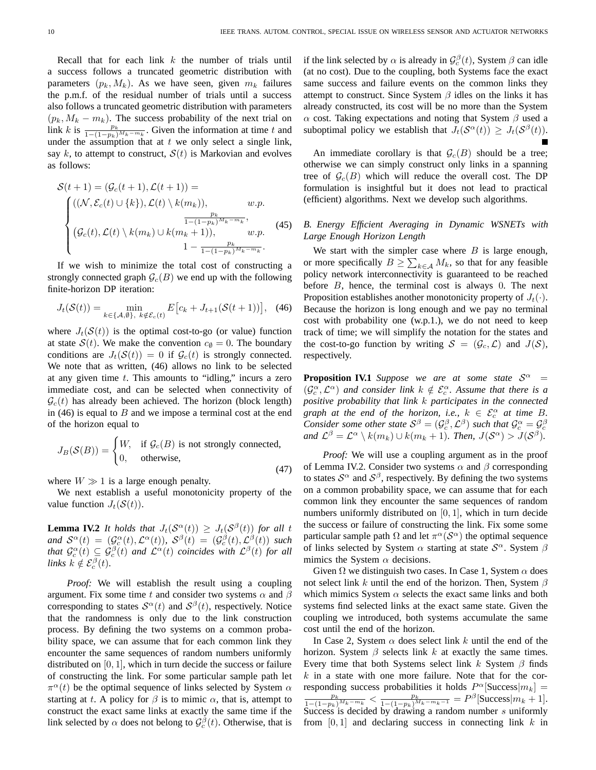Recall that for each link $k$ the number of trials until a success follows a truncated geometric distribution with parameters $(p_k, M_k)$. As we have seen, given $m_k$ failures the p.m.f. of the residual number of trials until a success also follows a truncated geometric distribution with parameters $(p_k, M_k - m_k)$. The success probability of the next trial on link $k$ is $\frac{p_k}{1-(1-p_k)^{M_k - m_k}}$. Given the information at time $t$ and under the assumption that at $t$ we only select a single link, say $k$, to attempt to construct, $\mathcal{S}(t)$ is Markovian and evolves as follows:

$$
\mathcal{S}(t+1) = (\mathcal{G}_c(t+1), \mathcal{L}(t+1)) =
\begin{cases}
((\mathcal{N}, \mathcal{E}_c(t) \cup \{k\}), \mathcal{L}(t) \setminus k(m_k)), & w.p. \ \frac{p_k}{1-(1-p_k)^{M_k - m_k}}, \\
(\mathcal{G}_c(t), \mathcal{L}(t) \setminus k(m_k) \cup k(m_k+1)), & w.p. \ 1 - \frac{p_k}{1-(1-p_k)^{M_k - m_k}}.
\end{cases}
\tag{45}
$$

If we wish to minimize the total cost of constructing a strongly connected graph $\mathcal{G}_c(B)$ we end up with the following finite-horizon DP iteration:

$$
J_t(\mathcal{S}(t)) = \min_{k \in \{\mathcal{A}, \emptyset\},\ k \notin \mathcal{E}_c(t)} E\big[c_k + J_{t+1}(\mathcal{S}(t+1))\big], \tag{46}
$$

where $J_t(\mathcal{S}(t))$ is the optimal cost-to-go (or value) function at state $\mathcal{S}(t)$. We make the convention $c_\emptyset = 0$. The boundary conditions are $J_t(\mathcal{S}(t)) = 0$ if $\mathcal{G}_c(t)$ is strongly connected. We note that as written, (46) allows no link to be selected at any given time $t$. This amounts to "idling," incurs a zero immediate cost, and can be selected when connectivity of $\mathcal{G}_c(t)$ has already been achieved. The horizon (block length) in (46) is equal to $B$ and we impose a terminal cost at the end of the horizon equal to

$$
J_B(\mathcal{S}(B)) = \begin{cases} W, & \text{if } \mathcal{G}_c(B) \text{ is not strongly connected,} \\ 0, & \text{otherwise,} \end{cases} \tag{47}
$$

where $W \gg 1$ is a large enough penalty.

We next establish a useful monotonicity property of the value function $J_t(\mathcal{S}(t))$.

**Lemma IV.2** *It holds that $J_t(\mathcal{S}^\alpha(t)) \geq J_t(\mathcal{S}^\beta(t))$ for all $t$ and $\mathcal{S}^\alpha(t) = (\mathcal{G}_c^\alpha(t), \mathcal{L}^\alpha(t))$, $\mathcal{S}^\beta(t) = (\mathcal{G}_c^\beta(t), \mathcal{L}^\beta(t))$ such that $\mathcal{G}_c^\alpha(t) \subseteq \mathcal{G}_c^\beta(t)$ and $\mathcal{L}^\alpha(t)$ coincides with $\mathcal{L}^\beta(t)$ for all links $k \notin \mathcal{E}_c^\beta(t)$.*

*Proof:* We will establish the result using a coupling argument. Fix some time $t$ and consider two systems $\alpha$ and $\beta$ corresponding to states $\mathcal{S}^\alpha(t)$ and $\mathcal{S}^\beta(t)$, respectively. Notice that the randomness is only due to the link construction process. By defining the two systems on a common probability space, we can assume that for each common link they encounter the same sequences of random numbers uniformly distributed on $[0,1]$, which in turn decide the success or failure of constructing the link. For some particular sample path let $\pi^\alpha(t)$ be the optimal sequence of links selected by System $\alpha$ starting at $t$. A policy for $\beta$ is to mimic $\alpha$, that is, attempt to construct the exact same links at exactly the same time if the link selected by $\alpha$ does not belong to $\mathcal{G}_c^\beta(t)$. Otherwise, that is if the link selected by $\alpha$ is already in $\mathcal{G}_c^\beta(t)$, System $\beta$ can idle (at no cost). Due to the coupling, both Systems face the exact same success and failure events on the common links they attempt to construct. Since System $\beta$ idles on the links it has already constructed, its cost will be no more than the System $\alpha$ cost. Taking expectations and noting that System $\beta$ used a suboptimal policy we establish that $J_t(\mathcal{S}^\alpha(t)) \geq J_t(\mathcal{S}^\beta(t))$. ∎

An immediate corollary is that $\mathcal{G}_c(B)$ should be a tree; otherwise we can simply construct only links in a spanning tree of $\mathcal{G}_c(B)$ which will reduce the overall cost. The DP formulation is insightful but it does not lead to practical (efficient) algorithms. Next we develop such algorithms.

### B. Energy Efficient Averaging in Dynamic WSNETs with Large Enough Horizon Length

We start with the simpler case where $B$ is large enough, or more specifically $B \geq \sum_{k \in \mathcal{A}} M_k$, so that for any feasible policy network interconnectivity is guaranteed to be reached before $B$, hence, the terminal cost is always 0. The next Proposition establishes another monotonicity property of $J_t(\cdot)$. Because the horizon is long enough and we pay no terminal cost with probability one (w.p.1.), we do not need to keep track of time; we will simplify the notation for the states and the cost-to-go function by writing $\mathcal{S} = (\mathcal{G}_c, \mathcal{L})$ and $J(\mathcal{S})$, respectively.

**Proposition IV.1** *Suppose we are at some state $\mathcal{S}^\alpha = (\mathcal{G}_c^\alpha, \mathcal{L}^\alpha)$ and consider link $k \notin \mathcal{E}_c^\alpha$. Assume that there is a positive probability that link $k$ participates in the connected graph at the end of the horizon, i.e., $k \in \mathcal{E}_c^\alpha$ at time $B$. Consider some other state $\mathcal{S}^\beta = (\mathcal{G}_c^\beta, \mathcal{L}^\beta)$ such that $\mathcal{G}_c^\alpha = \mathcal{G}_c^\beta$ and $\mathcal{L}^\beta = \mathcal{L}^\alpha \setminus k(m_k) \cup k(m_k+1)$. Then, $J(\mathcal{S}^\alpha) > J(\mathcal{S}^\beta)$.*

*Proof:* We will use a coupling argument as in the proof of Lemma IV.2. Consider two systems $\alpha$ and $\beta$ corresponding to states $\mathcal{S}^\alpha$ and $\mathcal{S}^\beta$, respectively. By defining the two systems on a common probability space, we can assume that for each common link they encounter the same sequences of random numbers uniformly distributed on $[0,1]$, which in turn decide the success or failure of constructing the link. Fix some some particular sample path $\Omega$ and let $\pi^\alpha(\mathcal{S}^\alpha)$ the optimal sequence of links selected by System $\alpha$ starting at state $\mathcal{S}^\alpha$. System $\beta$ mimics the System $\alpha$ decisions.

Given $\Omega$ we distinguish two cases. In Case 1, System $\alpha$ does not select link $k$ until the end of the horizon. Then, System $\beta$ which mimics System $\alpha$ selects the exact same links and both systems find selected links at the exact same state. Given the coupling we introduced, both systems accumulate the same cost until the end of the horizon.

In Case 2, System $\alpha$ does select link $k$ until the end of the horizon. System $\beta$ selects link $k$ at exactly the same times. Every time that both Systems select link $k$ System $\beta$ finds $k$ in a state with one more failure. Note that for the corresponding success probabilities it holds $P^\alpha[\text{Success}|m_k] = \frac{p_k}{1-(1-p_k)^{M_k - m_k}} < \frac{p_k}{1-(1-p_k)^{M_k - m_k - 1}} = P^\beta[\text{Success}|m_k+1]$. Success is decided by drawing a random number $s$ uniformly from $[0,1]$ and declaring success in connecting link $k$ in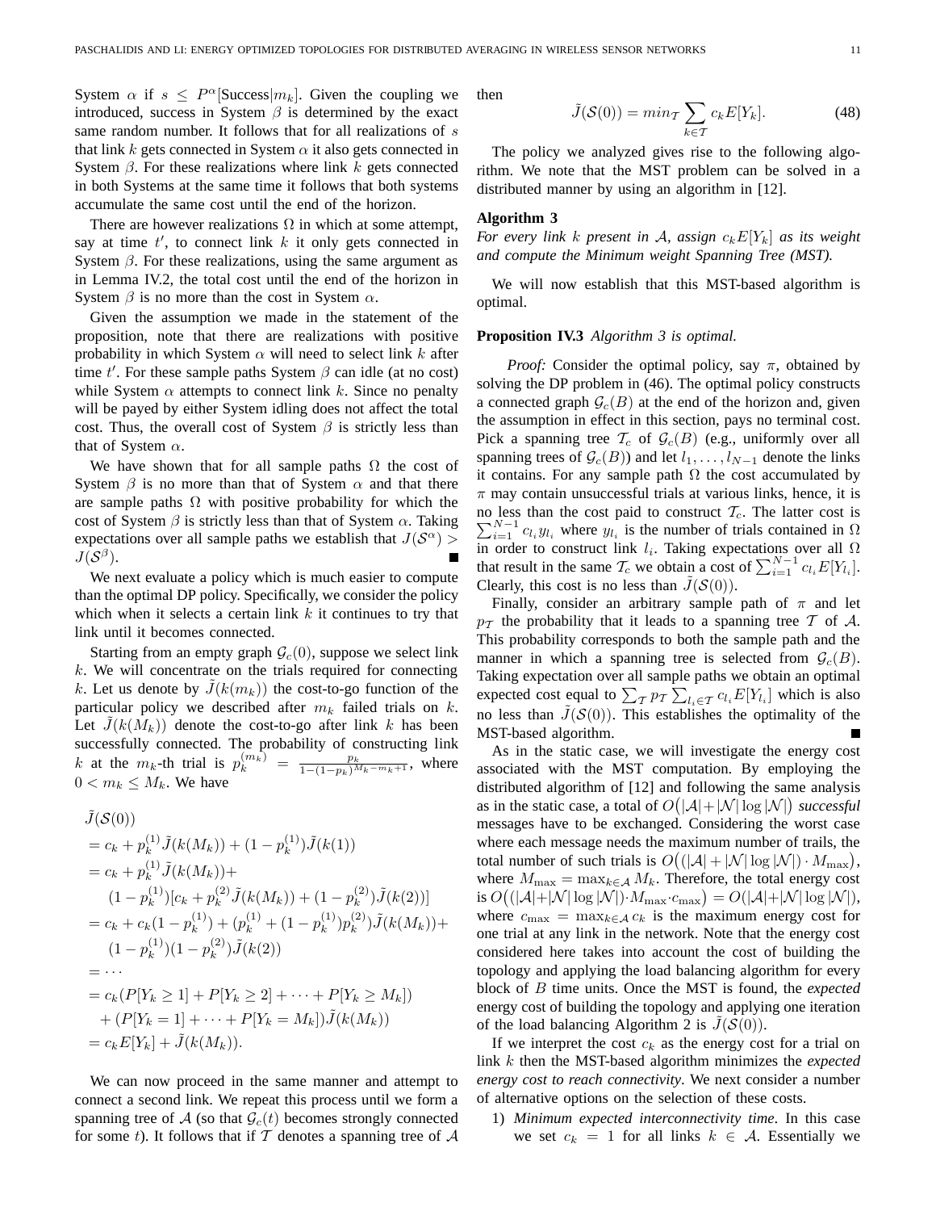System $\alpha$ if $s \leq P^{\alpha}[\text{Success}|m_k]$. Given the coupling we introduced, success in System $\beta$ is determined by the exact same random number. It follows that for all realizations of $s$ that link $k$ gets connected in System $\alpha$ it also gets connected in System $\beta$. For these realizations where link $k$ gets connected in both Systems at the same time it follows that both systems accumulate the same cost until the end of the horizon.

There are however realizations $\Omega$ in which at some attempt, say at time $t'$, to connect link $k$ it only gets connected in System $\beta$. For these realizations, using the same argument as in Lemma IV.2, the total cost until the end of the horizon in System $\beta$ is no more than the cost in System $\alpha$.

Given the assumption we made in the statement of the proposition, note that there are realizations with positive probability in which System $\alpha$ will need to select link $k$ after time $t'$. For these sample paths System $\beta$ can idle (at no cost) while System $\alpha$ attempts to connect link $k$. Since no penalty will be payed by either System idling does not affect the total cost. Thus, the overall cost of System $\beta$ is strictly less than that of System $\alpha$.

We have shown that for all sample paths $\Omega$ the cost of System $\beta$ is no more than that of System $\alpha$ and that there are sample paths $\Omega$ with positive probability for which the cost of System $\beta$ is strictly less than that of System $\alpha$. Taking expectations over all sample paths we establish that $J(\mathcal{S}^{\alpha}) > J(\mathcal{S}^{\beta})$. ■

We next evaluate a policy which is much easier to compute than the optimal DP policy. Specifically, we consider the policy which when it selects a certain link $k$ it continues to try that link until it becomes connected.

Starting from an empty graph $\mathcal{G}_c(0)$, suppose we select link $k$. We will concentrate on the trials required for connecting $k$. Let us denote by $\tilde{J}(k(m_k))$ the cost-to-go function of the particular policy we described after $m_k$ failed trials on $k$. Let $\tilde{J}(k(M_k))$ denote the cost-to-go after link $k$ has been successfully connected. The probability of constructing link $k$ at the $m_k$-th trial is $p_k^{(m_k)} = \frac{p_k}{1-(1-p_k)^{M_k-m_k+1}}$, where $0 < m_k \leq M_k$. We have

$$
\begin{aligned}
&\tilde{J}(\mathcal{S}(0)) \\
&= c_k + p_k^{(1)}\tilde{J}(k(M_k)) + (1-p_k^{(1)})\tilde{J}(k(1)) \\
&= c_k + p_k^{(1)}\tilde{J}(k(M_k)) + \\
&\quad (1-p_k^{(1)})[c_k + p_k^{(2)}\tilde{J}(k(M_k)) + (1-p_k^{(2)})\tilde{J}(k(2))] \\
&= c_k + c_k(1-p_k^{(1)}) + (p_k^{(1)} + (1-p_k^{(1)})p_k^{(2)})\tilde{J}(k(M_k)) + \\
&\quad (1-p_k^{(1)})(1-p_k^{(2)})\tilde{J}(k(2)) \\
&= \cdots \\
&= c_k(P[Y_k \geq 1] + P[Y_k \geq 2] + \cdots + P[Y_k \geq M_k]) \\
&\quad + (P[Y_k = 1] + \cdots + P[Y_k = M_k])\tilde{J}(k(M_k)) \\
&= c_k E[Y_k] + \tilde{J}(k(M_k)).
\end{aligned}
$$

We can now proceed in the same manner and attempt to connect a second link. We repeat this process until we form a spanning tree of $\mathcal{A}$ (so that $\mathcal{G}_c(t)$ becomes strongly connected for some $t$). It follows that if $\mathcal{T}$ denotes a spanning tree of $\mathcal{A}$ then

$$
\tilde{J}(\mathcal{S}(0)) = min_{\mathcal{T}} \sum_{k \in \mathcal{T}} c_k E[Y_k]. \tag{48}
$$

The policy we analyzed gives rise to the following algorithm. We note that the MST problem can be solved in a distributed manner by using an algorithm in [12].

**Algorithm 3**

*For every link $k$ present in $\mathcal{A}$, assign $c_k E[Y_k]$ as its weight and compute the Minimum weight Spanning Tree (MST).*

We will now establish that this MST-based algorithm is optimal.

**Proposition IV.3** *Algorithm 3 is optimal.*

*Proof:* Consider the optimal policy, say $\pi$, obtained by solving the DP problem in (46). The optimal policy constructs a connected graph $\mathcal{G}_c(B)$ at the end of the horizon and, given the assumption in effect in this section, pays no terminal cost. Pick a spanning tree $\mathcal{T}_c$ of $\mathcal{G}_c(B)$ (e.g., uniformly over all spanning trees of $\mathcal{G}_c(B)$) and let $l_1, \ldots, l_{N-1}$ denote the links it contains. For any sample path $\Omega$ the cost accumulated by $\pi$ may contain unsuccessful trials at various links, hence, it is no less than the cost paid to construct $\mathcal{T}_c$. The latter cost is $\sum_{i=1}^{N-1} c_{l_i} y_{l_i}$ where $y_{l_i}$ is the number of trials contained in $\Omega$ in order to construct link $l_i$. Taking expectations over all $\Omega$ that result in the same $\mathcal{T}_c$ we obtain a cost of $\sum_{i=1}^{N-1} c_{l_i} E[Y_{l_i}]$. Clearly, this cost is no less than $\tilde{J}(\mathcal{S}(0))$.

Finally, consider an arbitrary sample path of $\pi$ and let $p_{\mathcal{T}}$ the probability that it leads to a spanning tree $\mathcal{T}$ of $\mathcal{A}$. This probability corresponds to both the sample path and the manner in which a spanning tree is selected from $\mathcal{G}_c(B)$. Taking expectation over all sample paths we obtain an optimal expected cost equal to $\sum_{\mathcal{T}} p_{\mathcal{T}} \sum_{l_i \in \mathcal{T}} c_{l_i} E[Y_{l_i}]$ which is also no less than $\tilde{J}(\mathcal{S}(0))$. This establishes the optimality of the MST-based algorithm. ■

As in the static case, we will investigate the energy cost associated with the MST computation. By employing the distributed algorithm of [12] and following the same analysis as in the static case, a total of $O(|\mathcal{A}|+|\mathcal{N}|\log|\mathcal{N}|)$ *successful* messages have to be exchanged. Considering the worst case where each message needs the maximum number of trails, the total number of such trials is $O((|\mathcal{A}|+|\mathcal{N}|\log|\mathcal{N}|)\cdot M_{\max})$, where $M_{\max} = \max_{k \in \mathcal{A}} M_k$. Therefore, the total energy cost is $O((|\mathcal{A}|+|\mathcal{N}|\log|\mathcal{N}|)\cdot M_{\max} \cdot c_{\max}) = O(|\mathcal{A}|+|\mathcal{N}|\log|\mathcal{N}|)$, where $c_{\max} = \max_{k \in \mathcal{A}} c_k$ is the maximum energy cost for one trial at any link in the network. Note that the energy cost considered here takes into account the cost of building the topology and applying the load balancing algorithm for every block of $B$ time units. Once the MST is found, the *expected* energy cost of building the topology and applying one iteration of the load balancing Algorithm 2 is $\tilde{J}(\mathcal{S}(0))$.

If we interpret the cost $c_k$ as the energy cost for a trial on link $k$ then the MST-based algorithm minimizes the *expected energy cost to reach connectivity*. We next consider a number of alternative options on the selection of these costs.

1) *Minimum expected interconnectivity time*. In this case we set $c_k = 1$ for all links $k \in \mathcal{A}$. Essentially we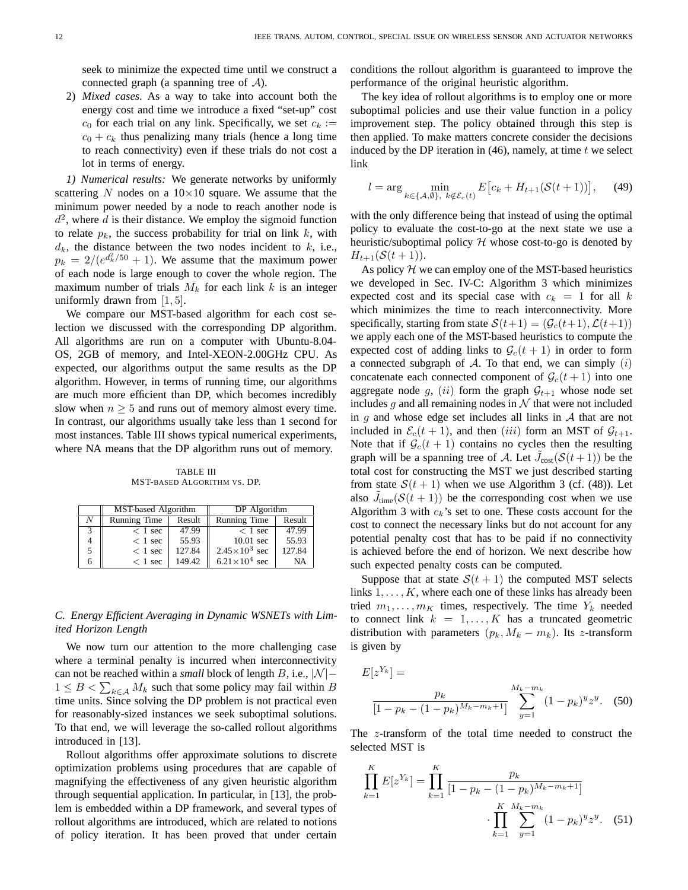seek to minimize the expected time until we construct a connected graph (a spanning tree of $\mathcal{A}$).

2) *Mixed cases*. As a way to take into account both the energy cost and time we introduce a fixed "set-up" cost $c_0$ for each trial on any link. Specifically, we set $c_k := c_0 + c_k$ thus penalizing many trials (hence a long time to reach connectivity) even if these trials do not cost a lot in terms of energy.

*1) Numerical results:* We generate networks by uniformly scattering $N$ nodes on a $10\times10$ square. We assume that the minimum power needed by a node to reach another node is $d^2$, where $d$ is their distance. We employ the sigmoid function to relate $p_k$, the success probability for trial on link $k$, with $d_k$, the distance between the two nodes incident to $k$, i.e., $p_k = 2/(e^{d_k^2/50}+1)$. We assume that the maximum power of each node is large enough to cover the whole region. The maximum number of trials $M_k$ for each link $k$ is an integer uniformly drawn from $[1,5]$.

We compare our MST-based algorithm for each cost selection we discussed with the corresponding DP algorithm. All algorithms are run on a computer with Ubuntu-8.04-OS, 2GB of memory, and Intel-XEON-2.00GHz CPU. As expected, our algorithms output the same results as the DP algorithm. However, in terms of running time, our algorithms are much more efficient than DP, which becomes incredibly slow when $n \geq 5$ and runs out of memory almost every time. In contrast, our algorithms usually take less than 1 second for most instances. Table III shows typical numerical experiments, where NA means that the DP algorithm runs out of memory.

TABLE III
MST-BASED ALGORITHM VS. DP.

| | MST-based Algorithm | | DP Algorithm | |
|---|---|---|---|---|
| $N$ | Running Time | Result | Running Time | Result |
| 3 | $< 1$ sec | 47.99 | $< 1$ sec | 47.99 |
| 4 | $< 1$ sec | 55.93 | 10.01 sec | 55.93 |
| 5 | $< 1$ sec | 127.84 | $2.45\times10^3$ sec | 127.84 |
| 6 | $< 1$ sec | 149.42 | $6.21\times10^4$ sec | NA |

### C. Energy Efficient Averaging in Dynamic WSNETs with Limited Horizon Length

We now turn our attention to the more challenging case where a terminal penalty is incurred when interconnectivity can not be reached within a *small* block of length $B$, i.e., $|\mathcal{N}|-1 \leq B < \sum_{k\in\mathcal{A}} M_k$ such that some policy may fail within $B$ time units. Since solving the DP problem is not practical even for reasonably-sized instances we seek suboptimal solutions. To that end, we will leverage the so-called rollout algorithms introduced in [13].

Rollout algorithms offer approximate solutions to discrete optimization problems using procedures that are capable of magnifying the effectiveness of any given heuristic algorithm through sequential application. In particular, in [13], the problem is embedded within a DP framework, and several types of rollout algorithms are introduced, which are related to notions of policy iteration. It has been proved that under certain conditions the rollout algorithm is guaranteed to improve the performance of the original heuristic algorithm.

The key idea of rollout algorithms is to employ one or more suboptimal policies and use their value function in a policy improvement step. The policy obtained through this step is then applied. To make matters concrete consider the decisions induced by the DP iteration in (46), namely, at time $t$ we select link

$$l = \arg \min_{k\in\{\mathcal{A},\emptyset\},\ k\notin\mathcal{E}_c(t)} E\big[c_k + H_{t+1}(\mathcal{S}(t+1))\big], \quad (49)$$

with the only difference being that instead of using the optimal policy to evaluate the cost-to-go at the next state we use a heuristic/suboptimal policy $\mathcal{H}$ whose cost-to-go is denoted by $H_{t+1}(\mathcal{S}(t+1))$.

As policy $\mathcal{H}$ we can employ one of the MST-based heuristics we developed in Sec. IV-C: Algorithm 3 which minimizes expected cost and its special case with $c_k = 1$ for all $k$ which minimizes the time to reach interconnectivity. More specifically, starting from state $\mathcal{S}(t+1) = (\mathcal{G}_c(t+1), \mathcal{L}(t+1))$ we apply each one of the MST-based heuristics to compute the expected cost of adding links to $\mathcal{G}_c(t+1)$ in order to form a connected subgraph of $\mathcal{A}$. To that end, we can simply $(i)$ concatenate each connected component of $\mathcal{G}_c(t+1)$ into one aggregate node $g$, $(ii)$ form the graph $\mathcal{G}_{t+1}$ whose node set includes $g$ and all remaining nodes in $\mathcal{N}$ that were not included in $g$ and whose edge set includes all links in $\mathcal{A}$ that are not included in $\mathcal{E}_c(t+1)$, and then $(iii)$ form an MST of $\mathcal{G}_{t+1}$. Note that if $\mathcal{G}_c(t+1)$ contains no cycles then the resulting graph will be a spanning tree of $\mathcal{A}$. Let $\tilde{J}_{\text{cost}}(\mathcal{S}(t+1))$ be the total cost for constructing the MST we just described starting from state $\mathcal{S}(t+1)$ when we use Algorithm 3 (cf. (48)). Let also $\tilde{J}_{\text{time}}(\mathcal{S}(t+1))$ be the corresponding cost when we use Algorithm 3 with $c_k$'s set to one. These costs account for the cost to connect the necessary links but do not account for any potential penalty cost that has to be paid if no connectivity is achieved before the end of horizon. We next describe how such expected penalty costs can be computed.

Suppose that at state $\mathcal{S}(t+1)$ the computed MST selects links $1,\ldots,K$, where each one of these links has already been tried $m_1,\ldots,m_K$ times, respectively. The time $Y_k$ needed to connect link $k=1,\ldots,K$ has a truncated geometric distribution with parameters $(p_k, M_k - m_k)$. Its $z$-transform is given by

$$E[z^{Y_k}] = \frac{p_k}{[1-p_k-(1-p_k)^{M_k-m_k+1}]} \sum_{y=1}^{M_k-m_k} (1-p_k)^y z^y. \quad (50)$$

The $z$-transform of the total time needed to construct the selected MST is

$$\prod_{k=1}^{K} E[z^{Y_k}] = \prod_{k=1}^{K} \frac{p_k}{[1-p_k-(1-p_k)^{M_k-m_k+1}]} \cdot \prod_{k=1}^{K} \sum_{y=1}^{M_k-m_k} (1-p_k)^y z^y. \quad (51)$$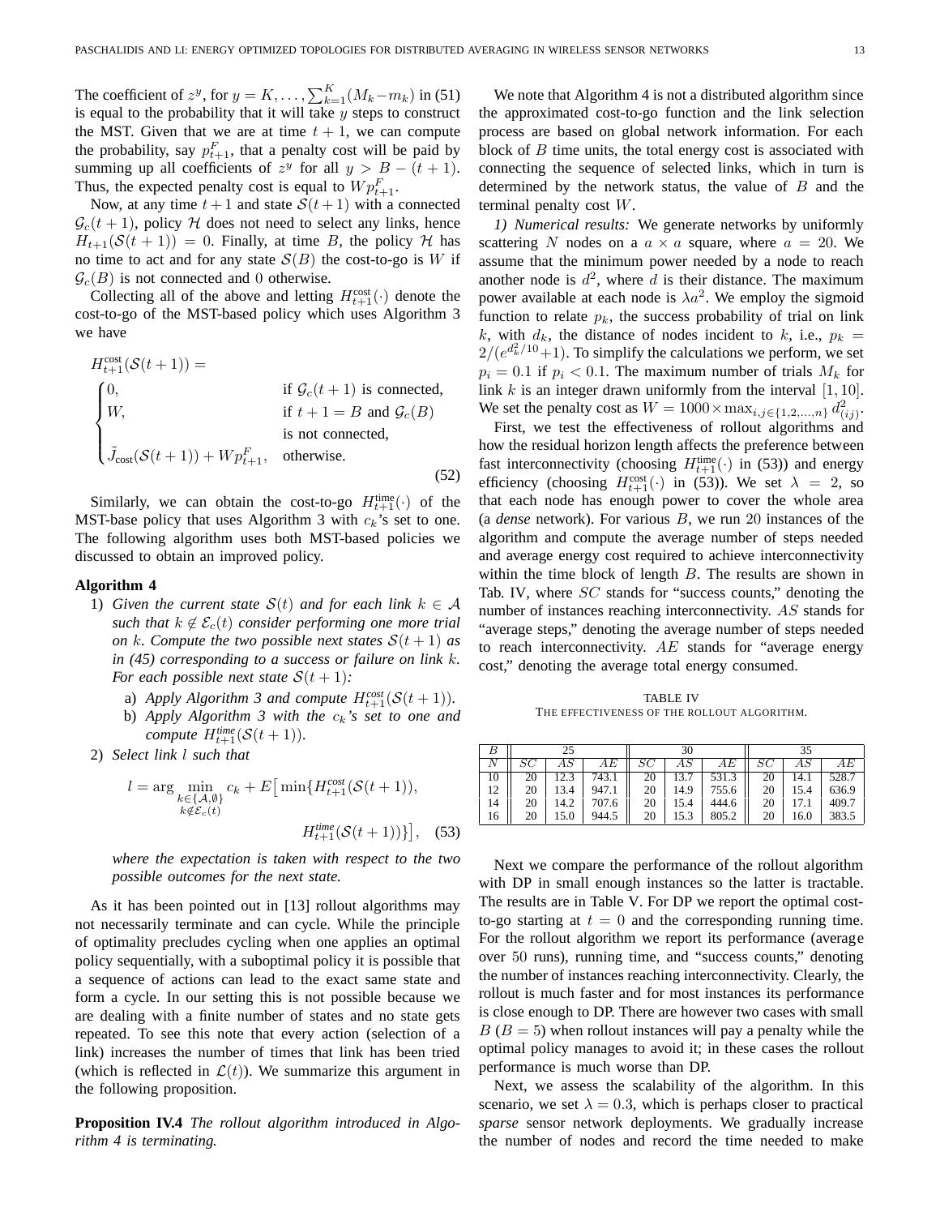The coefficient of $z^y$, for $y = K, \ldots, \sum_{k=1}^{K}(M_k - m_k)$ in (51) is equal to the probability that it will take $y$ steps to construct the MST. Given that we are at time $t+1$, we can compute the probability, say $p^F_{t+1}$, that a penalty cost will be paid by summing up all coefficients of $z^y$ for all $y > B - (t+1)$. Thus, the expected penalty cost is equal to $Wp^F_{t+1}$.

Now, at any time $t+1$ and state $\mathcal{S}(t+1)$ with a connected $\mathcal{G}_c(t+1)$, policy $\mathcal{H}$ does not need to select any links, hence $H_{t+1}(\mathcal{S}(t+1)) = 0$. Finally, at time $B$, the policy $\mathcal{H}$ has no time to act and for any state $\mathcal{S}(B)$ the cost-to-go is $W$ if $\mathcal{G}_c(B)$ is not connected and $0$ otherwise.

Collecting all of the above and letting $H^{\text{cost}}_{t+1}(\cdot)$ denote the cost-to-go of the MST-based policy which uses Algorithm 3 we have

$$
H^{\text{cost}}_{t+1}(\mathcal{S}(t+1)) =
\begin{cases}
0, & \text{if } \mathcal{G}_c(t+1) \text{ is connected,} \\
W, & \text{if } t+1 = B \text{ and } \mathcal{G}_c(B) \\
 & \text{is not connected,} \\
\tilde{J}_{\text{cost}}(\mathcal{S}(t+1)) + Wp^F_{t+1}, & \text{otherwise.}
\end{cases}
\tag{52}
$$

Similarly, we can obtain the cost-to-go $H^{\text{time}}_{t+1}(\cdot)$ of the MST-base policy that uses Algorithm 3 with $c_k$'s set to one. The following algorithm uses both MST-based policies we discussed to obtain an improved policy.

**Algorithm 4**

1) *Given the current state $\mathcal{S}(t)$ and for each link $k \in \mathcal{A}$ such that $k \notin \mathcal{E}_c(t)$ consider performing one more trial on $k$. Compute the two possible next states $\mathcal{S}(t+1)$ as in (45) corresponding to a success or failure on link $k$. For each possible next state $\mathcal{S}(t+1)$:*
   a) *Apply Algorithm 3 and compute $H^{cost}_{t+1}(\mathcal{S}(t+1))$.*
   b) *Apply Algorithm 3 with the $c_k$'s set to one and compute $H^{time}_{t+1}(\mathcal{S}(t+1))$.*
2) *Select link $l$ such that*

$$
l = \arg \min_{\substack{k \in \{\mathcal{A}, \emptyset\} \\ k \notin \mathcal{E}_c(t)}} c_k + E\big[\min\{H^{cost}_{t+1}(\mathcal{S}(t+1)), H^{time}_{t+1}(\mathcal{S}(t+1))\}\big], \tag{53}
$$

*where the expectation is taken with respect to the two possible outcomes for the next state.*

As it has been pointed out in [13] rollout algorithms may not necessarily terminate and can cycle. While the principle of optimality precludes cycling when one applies an optimal policy sequentially, with a suboptimal policy it is possible that a sequence of actions can lead to the exact same state and form a cycle. In our setting this is not possible because we are dealing with a finite number of states and no state gets repeated. To see this note that every action (selection of a link) increases the number of times that link has been tried (which is reflected in $\mathcal{L}(t)$). We summarize this argument in the following proposition.

**Proposition IV.4** *The rollout algorithm introduced in Algorithm 4 is terminating.*

We note that Algorithm 4 is not a distributed algorithm since the approximated cost-to-go function and the link selection process are based on global network information. For each block of $B$ time units, the total energy cost is associated with connecting the sequence of selected links, which in turn is determined by the network status, the value of $B$ and the terminal penalty cost $W$.

*1) Numerical results:* We generate networks by uniformly scattering $N$ nodes on a $a \times a$ square, where $a = 20$. We assume that the minimum power needed by a node to reach another node is $d^2$, where $d$ is their distance. The maximum power available at each node is $\lambda a^2$. We employ the sigmoid function to relate $p_k$, the success probability of trial on link $k$, with $d_k$, the distance of nodes incident to $k$, i.e., $p_k = 2/(e^{d_k^2/10}+1)$. To simplify the calculations we perform, we set $p_i = 0.1$ if $p_i < 0.1$. The maximum number of trials $M_k$ for link $k$ is an integer drawn uniformly from the interval $[1, 10]$. We set the penalty cost as $W = 1000 \times \max_{i,j \in \{1,2,\ldots,n\}} d^2_{(ij)}$.

First, we test the effectiveness of rollout algorithms and how the residual horizon length affects the preference between fast interconnectivity (choosing $H^{\text{time}}_{t+1}(\cdot)$ in (53)) and energy efficiency (choosing $H^{\text{cost}}_{t+1}(\cdot)$ in (53)). We set $\lambda = 2$, so that each node has enough power to cover the whole area (a *dense* network). For various $B$, we run 20 instances of the algorithm and compute the average number of steps needed and average energy cost required to achieve interconnectivity within the time block of length $B$. The results are shown in Tab. IV, where $SC$ stands for "success counts," denoting the number of instances reaching interconnectivity. $AS$ stands for "average steps," denoting the average number of steps needed to reach interconnectivity. $AE$ stands for "average energy cost," denoting the average total energy consumed.

TABLE IV
THE EFFECTIVENESS OF THE ROLLOUT ALGORITHM.

| $B$ | 25 | | | 30 | | | 35 | | |
|---|---|---|---|---|---|---|---|---|---|
| $N$ | $SC$ | $AS$ | $AE$ | $SC$ | $AS$ | $AE$ | $SC$ | $AS$ | $AE$ |
| 10 | 20 | 12.3 | 743.1 | 20 | 13.7 | 531.3 | 20 | 14.1 | 528.7 |
| 12 | 20 | 13.4 | 947.1 | 20 | 14.9 | 755.6 | 20 | 15.4 | 636.9 |
| 14 | 20 | 14.2 | 707.6 | 20 | 15.4 | 444.6 | 20 | 17.1 | 409.7 |
| 16 | 20 | 15.0 | 944.5 | 20 | 15.3 | 805.2 | 20 | 16.0 | 383.5 |

Next we compare the performance of the rollout algorithm with DP in small enough instances so the latter is tractable. The results are in Table V. For DP we report the optimal cost-to-go starting at $t = 0$ and the corresponding running time. For the rollout algorithm we report its performance (average over 50 runs), running time, and "success counts," denoting the number of instances reaching interconnectivity. Clearly, the rollout is much faster and for most instances its performance is close enough to DP. There are however two cases with small $B$ ($B = 5$) when rollout instances will pay a penalty while the optimal policy manages to avoid it; in these cases the rollout performance is much worse than DP.

Next, we assess the scalability of the algorithm. In this scenario, we set $\lambda = 0.3$, which is perhaps closer to practical *sparse* sensor network deployments. We gradually increase the number of nodes and record the time needed to make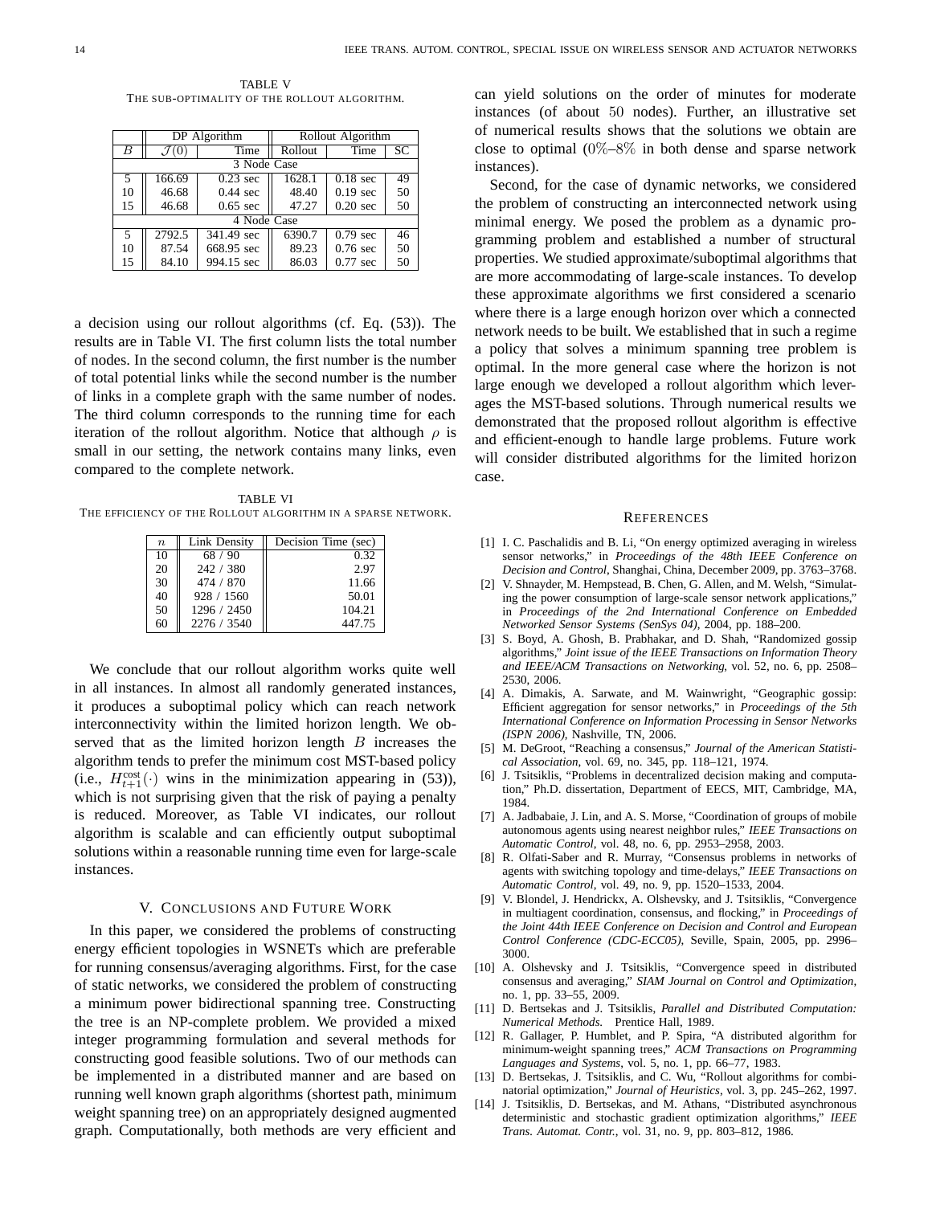TABLE V

THE SUB-OPTIMALITY OF THE ROLLOUT ALGORITHM.

| | DP Algorithm | | Rollout Algorithm | | |
|---|---|---|---|---|---|
| $B$ | $\mathcal{J}(0)$ | Time | Rollout | Time | SC |
| 3 Node Case | | | | | |
| 5 | 166.69 | 0.23 sec | 1628.1 | 0.18 sec | 49 |
| 10 | 46.68 | 0.44 sec | 48.40 | 0.19 sec | 50 |
| 15 | 46.68 | 0.65 sec | 47.27 | 0.20 sec | 50 |
| 4 Node Case | | | | | |
| 5 | 2792.5 | 341.49 sec | 6390.7 | 0.79 sec | 46 |
| 10 | 87.54 | 668.95 sec | 89.23 | 0.76 sec | 50 |
| 15 | 84.10 | 994.15 sec | 86.03 | 0.77 sec | 50 |

a decision using our rollout algorithms (cf. Eq. (53)). The results are in Table VI. The first column lists the total number of nodes. In the second column, the first number is the number of total potential links while the second number is the number of links in a complete graph with the same number of nodes. The third column corresponds to the running time for each iteration of the rollout algorithm. Notice that although $\rho$ is small in our setting, the network contains many links, even compared to the complete network.

TABLE VI

THE EFFICIENCY OF THE ROLLOUT ALGORITHM IN A SPARSE NETWORK.

| $n$ | Link Density | Decision Time (sec) |
|---|---|---|
| 10 | 68 / 90 | 0.32 |
| 20 | 242 / 380 | 2.97 |
| 30 | 474 / 870 | 11.66 |
| 40 | 928 / 1560 | 50.01 |
| 50 | 1296 / 2450 | 104.21 |
| 60 | 2276 / 3540 | 447.75 |

We conclude that our rollout algorithm works quite well in all instances. In almost all randomly generated instances, it produces a suboptimal policy which can reach network interconnectivity within the limited horizon length. We observed that as the limited horizon length $B$ increases the algorithm tends to prefer the minimum cost MST-based policy (i.e., $H_{t+1}^{\text{cost}}(\cdot)$ wins in the minimization appearing in (53)), which is not surprising given that the risk of paying a penalty is reduced. Moreover, as Table VI indicates, our rollout algorithm is scalable and can efficiently output suboptimal solutions within a reasonable running time even for large-scale instances.

## V. CONCLUSIONS AND FUTURE WORK

In this paper, we considered the problems of constructing energy efficient topologies in WSNETs which are preferable for running consensus/averaging algorithms. First, for the case of static networks, we considered the problem of constructing a minimum power bidirectional spanning tree. Constructing the tree is an NP-complete problem. We provided a mixed integer programming formulation and several methods for constructing good feasible solutions. Two of our methods can be implemented in a distributed manner and are based on running well known graph algorithms (shortest path, minimum weight spanning tree) on an appropriately designed augmented graph. Computationally, both methods are very efficient and can yield solutions on the order of minutes for moderate instances (of about 50 nodes). Further, an illustrative set of numerical results shows that the solutions we obtain are close to optimal (0%–8% in both dense and sparse network instances).

Second, for the case of dynamic networks, we considered the problem of constructing an interconnected network using minimal energy. We posed the problem as a dynamic programming problem and established a number of structural properties. We studied approximate/suboptimal algorithms that are more accommodating of large-scale instances. To develop these approximate algorithms we first considered a scenario where there is a large enough horizon over which a connected network needs to be built. We established that in such a regime a policy that solves a minimum spanning tree problem is optimal. In the more general case where the horizon is not large enough we developed a rollout algorithm which leverages the MST-based solutions. Through numerical results we demonstrated that the proposed rollout algorithm is effective and efficient-enough to handle large problems. Future work will consider distributed algorithms for the limited horizon case.

## REFERENCES

[1] I. C. Paschalidis and B. Li, "On energy optimized averaging in wireless sensor networks," in *Proceedings of the 48th IEEE Conference on Decision and Control*, Shanghai, China, December 2009, pp. 3763–3768.

[2] V. Shnayder, M. Hempstead, B. Chen, G. Allen, and M. Welsh, "Simulating the power consumption of large-scale sensor network applications," in *Proceedings of the 2nd International Conference on Embedded Networked Sensor Systems (SenSys 04)*, 2004, pp. 188–200.

[3] S. Boyd, A. Ghosh, B. Prabhakar, and D. Shah, "Randomized gossip algorithms," *Joint issue of the IEEE Transactions on Information Theory and IEEE/ACM Transactions on Networking*, vol. 52, no. 6, pp. 2508–2530, 2006.

[4] A. Dimakis, A. Sarwate, and M. Wainwright, "Geographic gossip: Efficient aggregation for sensor networks," in *Proceedings of the 5th International Conference on Information Processing in Sensor Networks (ISPN 2006)*, Nashville, TN, 2006.

[5] M. DeGroot, "Reaching a consensus," *Journal of the American Statistical Association*, vol. 69, no. 345, pp. 118–121, 1974.

[6] J. Tsitsiklis, "Problems in decentralized decision making and computation," Ph.D. dissertation, Department of EECS, MIT, Cambridge, MA, 1984.

[7] A. Jadbabaie, J. Lin, and A. S. Morse, "Coordination of groups of mobile autonomous agents using nearest neighbor rules," *IEEE Transactions on Automatic Control*, vol. 48, no. 6, pp. 2953–2958, 2003.

[8] R. Olfati-Saber and R. Murray, "Consensus problems in networks of agents with switching topology and time-delays," *IEEE Transactions on Automatic Control*, vol. 49, no. 9, pp. 1520–1533, 2004.

[9] V. Blondel, J. Hendrickx, A. Olshevsky, and J. Tsitsiklis, "Convergence in multiagent coordination, consensus, and flocking," in *Proceedings of the Joint 44th IEEE Conference on Decision and Control and European Control Conference (CDC-ECC05)*, Seville, Spain, 2005, pp. 2996–3000.

[10] A. Olshevsky and J. Tsitsiklis, "Convergence speed in distributed consensus and averaging," *SIAM Journal on Control and Optimization*, no. 1, pp. 33–55, 2009.

[11] D. Bertsekas and J. Tsitsiklis, *Parallel and Distributed Computation: Numerical Methods.* Prentice Hall, 1989.

[12] R. Gallager, P. Humblet, and P. Spira, "A distributed algorithm for minimum-weight spanning trees," *ACM Transactions on Programming Languages and Systems*, vol. 5, no. 1, pp. 66–77, 1983.

[13] D. Bertsekas, J. Tsitsiklis, and C. Wu, "Rollout algorithms for combinatorial optimization," *Journal of Heuristics*, vol. 3, pp. 245–262, 1997.

[14] J. Tsitsiklis, D. Bertsekas, and M. Athans, "Distributed asynchronous deterministic and stochastic gradient optimization algorithms," *IEEE Trans. Automat. Contr.*, vol. 31, no. 9, pp. 803–812, 1986.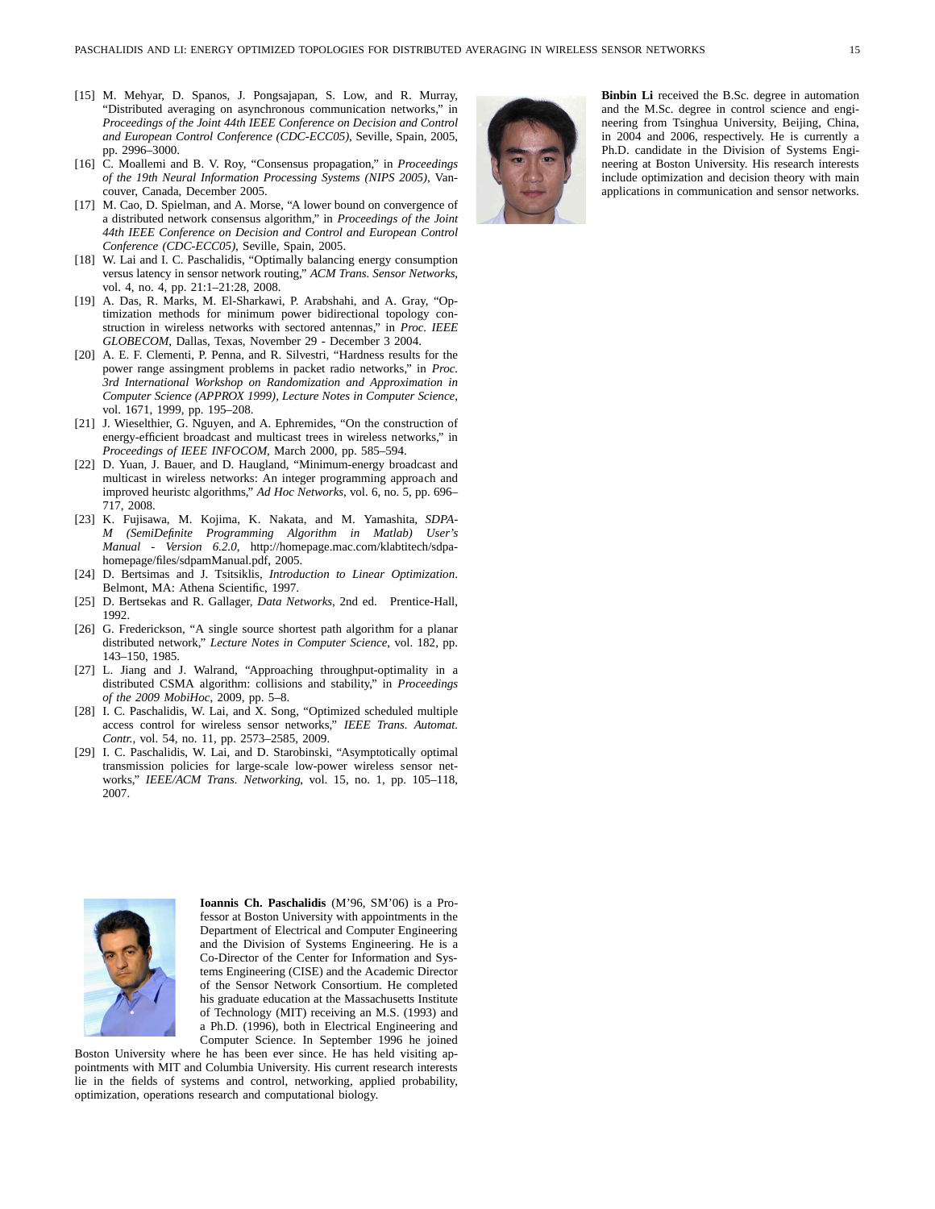[15] M. Mehyar, D. Spanos, J. Pongsajapan, S. Low, and R. Murray, "Distributed averaging on asynchronous communication networks," in *Proceedings of the Joint 44th IEEE Conference on Decision and Control and European Control Conference (CDC-ECC05)*, Seville, Spain, 2005, pp. 2996–3000.

[16] C. Moallemi and B. V. Roy, "Consensus propagation," in *Proceedings of the 19th Neural Information Processing Systems (NIPS 2005)*, Vancouver, Canada, December 2005.

[17] M. Cao, D. Spielman, and A. Morse, "A lower bound on convergence of a distributed network consensus algorithm," in *Proceedings of the Joint 44th IEEE Conference on Decision and Control and European Control Conference (CDC-ECC05)*, Seville, Spain, 2005.

[18] W. Lai and I. C. Paschalidis, "Optimally balancing energy consumption versus latency in sensor network routing," *ACM Trans. Sensor Networks*, vol. 4, no. 4, pp. 21:1–21:28, 2008.

[19] A. Das, R. Marks, M. El-Sharkawi, P. Arabshahi, and A. Gray, "Optimization methods for minimum power bidirectional topology construction in wireless networks with sectored antennas," in *Proc. IEEE GLOBECOM*, Dallas, Texas, November 29 - December 3 2004.

[20] A. E. F. Clementi, P. Penna, and R. Silvestri, "Hardness results for the power range assignment problems in packet radio networks," in *Proc. 3rd International Workshop on Randomization and Approximation in Computer Science (APPROX 1999), Lecture Notes in Computer Science*, vol. 1671, 1999, pp. 195–208.

[21] J. Wieselthier, G. Nguyen, and A. Ephremides, "On the construction of energy-efficient broadcast and multicast trees in wireless networks," in *Proceedings of IEEE INFOCOM*, March 2000, pp. 585–594.

[22] D. Yuan, J. Bauer, and D. Haugland, "Minimum-energy broadcast and multicast in wireless networks: An integer programming approach and improved heuristc algorithms," *Ad Hoc Networks*, vol. 6, no. 5, pp. 696–717, 2008.

[23] K. Fujisawa, M. Kojima, K. Nakata, and M. Yamashita, *SDPA-M (SemiDefinite Programming Algorithm in Matlab) User's Manual - Version 6.2.0*, http://homepage.mac.com/klabtitech/sdpa-homepage/files/sdpamManual.pdf, 2005.

[24] D. Bertsimas and J. Tsitsiklis, *Introduction to Linear Optimization*. Belmont, MA: Athena Scientific, 1997.

[25] D. Bertsekas and R. Gallager, *Data Networks*, 2nd ed. Prentice-Hall, 1992.

[26] G. Frederickson, "A single source shortest path algorithm for a planar distributed network," *Lecture Notes in Computer Science*, vol. 182, pp. 143–150, 1985.

[27] L. Jiang and J. Walrand, "Approaching throughput-optimality in a distributed CSMA algorithm: collisions and stability," in *Proceedings of the 2009 MobiHoc*, 2009, pp. 5–8.

[28] I. C. Paschalidis, W. Lai, and X. Song, "Optimized scheduled multiple access control for wireless sensor networks," *IEEE Trans. Automat. Contr.*, vol. 54, no. 11, pp. 2573–2585, 2009.

[29] I. C. Paschalidis, W. Lai, and D. Starobinski, "Asymptotically optimal transmission policies for large-scale low-power wireless sensor networks," *IEEE/ACM Trans. Networking*, vol. 15, no. 1, pp. 105–118, 2007.

**Ioannis Ch. Paschalidis** (M'96, SM'06) is a Professor at Boston University with appointments in the Department of Electrical and Computer Engineering and the Division of Systems Engineering. He is a Co-Director of the Center for Information and Systems Engineering (CISE) and the Academic Director of the Sensor Network Consortium. He completed his graduate education at the Massachusetts Institute of Technology (MIT) receiving an M.S. (1993) and a Ph.D. (1996), both in Electrical Engineering and Computer Science. In September 1996 he joined Boston University where he has been ever since. He has held visiting appointments with MIT and Columbia University. His current research interests lie in the fields of systems and control, networking, applied probability, optimization, operations research and computational biology.

**Binbin Li** received the B.Sc. degree in automation and the M.Sc. degree in control science and engineering from Tsinghua University, Beijing, China, in 2004 and 2006, respectively. He is currently a Ph.D. candidate in the Division of Systems Engineering at Boston University. His research interests include optimization and decision theory with main applications in communication and sensor networks.